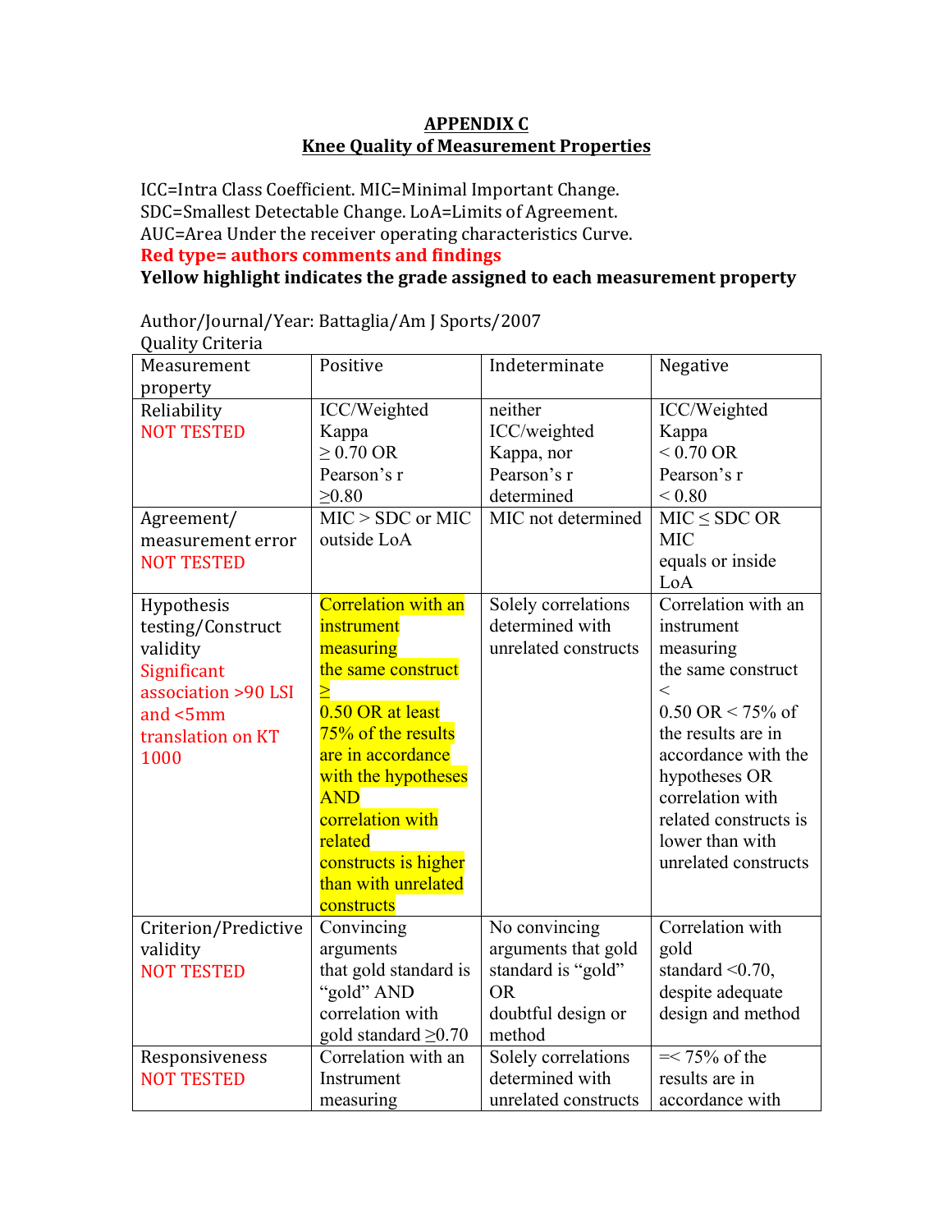# APPENDIX C
## Knee Quality of Measurement Properties

ICC=Intra Class Coefficient. MIC=Minimal Important Change.
SDC=Smallest Detectable Change. LoA=Limits of Agreement.
AUC=Area Under the receiver operating characteristics Curve.
**Red type= authors comments and findings**
**Yellow highlight indicates the grade assigned to each measurement property**

Author/Journal/Year: Battaglia/Am J Sports/2007
Quality Criteria

| Measurement property | Positive | Indeterminate | Negative |
|---|---|---|---|
| Reliability NOT TESTED | ICC/Weighted Kappa ≥ 0.70 OR Pearson's r ≥0.80 | neither ICC/weighted Kappa, nor Pearson's r determined | ICC/Weighted Kappa < 0.70 OR Pearson's r < 0.80 |
| Agreement/ measurement error NOT TESTED | MIC > SDC or MIC outside LoA | MIC not determined | MIC ≤ SDC OR MIC equals or inside LoA |
| Hypothesis testing/Construct validity Significant association >90 LSI and <5mm translation on KT 1000 | Correlation with an instrument measuring the same construct ≥ 0.50 OR at least 75% of the results are in accordance with the hypotheses AND correlation with related constructs is higher than with unrelated constructs | Solely correlations determined with unrelated constructs | Correlation with an instrument measuring the same construct < 0.50 OR < 75% of the results are in accordance with the hypotheses OR correlation with related constructs is lower than with unrelated constructs |
| Criterion/Predictive validity NOT TESTED | Convincing arguments that gold standard is "gold" AND correlation with gold standard ≥0.70 | No convincing arguments that gold standard is "gold" OR doubtful design or method | Correlation with gold standard <0.70, despite adequate design and method |
| Responsiveness NOT TESTED | Correlation with an Instrument measuring | Solely correlations determined with unrelated constructs | =< 75% of the results are in accordance with |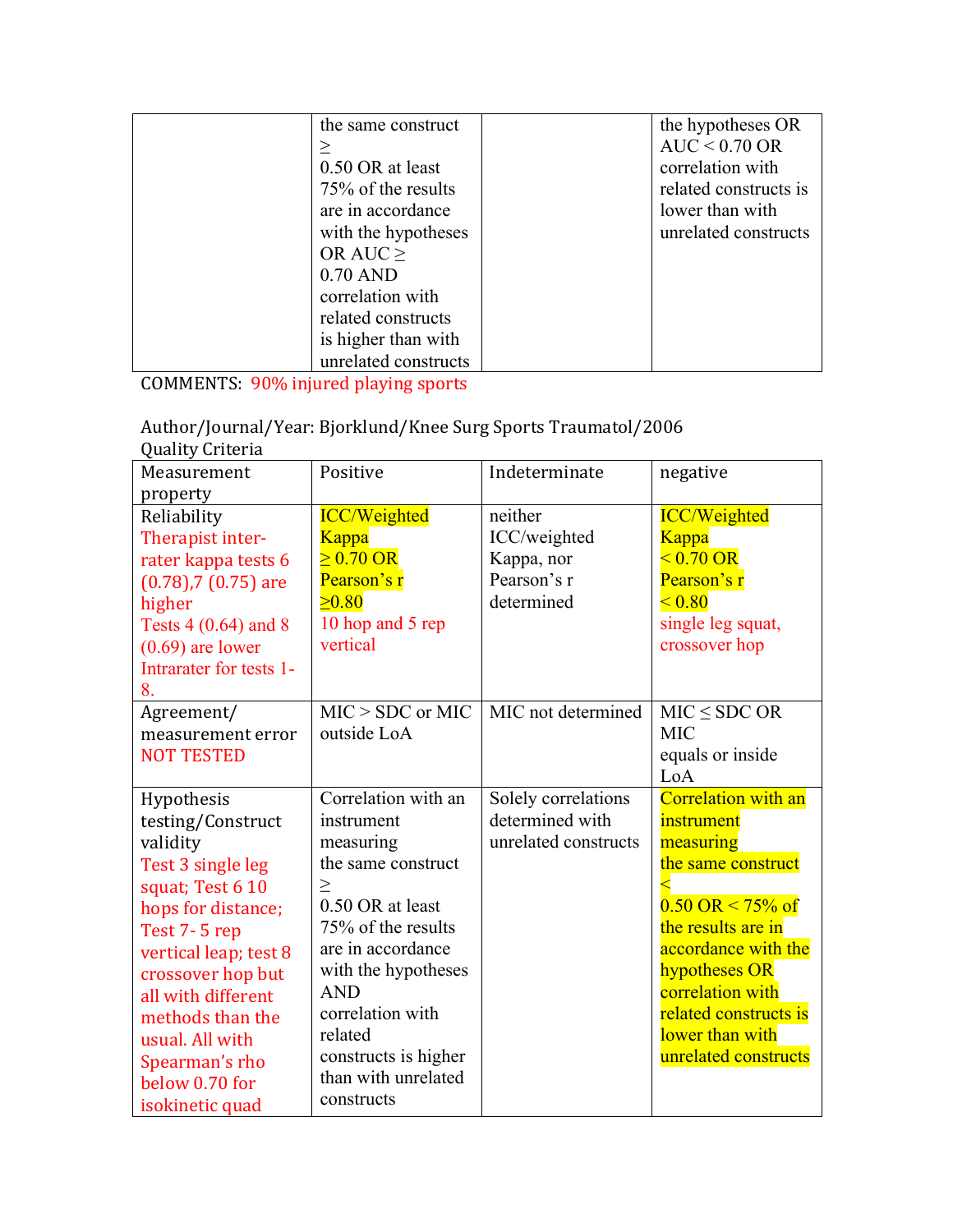| | the same construct ≥ 0.50 OR at least 75% of the results are in accordance with the hypotheses OR AUC ≥ 0.70 AND correlation with related constructs is higher than with unrelated constructs | | the hypotheses OR AUC < 0.70 OR correlation with related constructs is lower than with unrelated constructs |
|---|---|---|---|

COMMENTS: 90% injured playing sports

Author/Journal/Year: Bjorklund/Knee Surg Sports Traumatol/2006

Quality Criteria

| Measurement property | Positive | Indeterminate | negative |
|---|---|---|---|
| Reliability Therapist inter-rater kappa tests 6 (0.78),7 (0.75) are higher Tests 4 (0.64) and 8 (0.69) are lower Intrarater for tests 1-8. | ICC/Weighted Kappa ≥ 0.70 OR Pearson's r ≥0.80 10 hop and 5 rep vertical | neither ICC/weighted Kappa, nor Pearson's r determined | ICC/Weighted Kappa < 0.70 OR Pearson's r < 0.80 single leg squat, crossover hop |
| Agreement/ measurement error NOT TESTED | MIC > SDC or MIC outside LoA | MIC not determined | MIC ≤ SDC OR MIC equals or inside LoA |
| Hypothesis testing/Construct validity Test 3 single leg squat; Test 6 10 hops for distance; Test 7- 5 rep vertical leap; test 8 crossover hop but all with different methods than the usual. All with Spearman's rho below 0.70 for isokinetic quad | Correlation with an instrument measuring the same construct ≥ 0.50 OR at least 75% of the results are in accordance with the hypotheses AND correlation with related constructs is higher than with unrelated constructs | Solely correlations determined with unrelated constructs | Correlation with an instrument measuring the same construct < 0.50 OR < 75% of the results are in accordance with the hypotheses OR correlation with related constructs is lower than with unrelated constructs |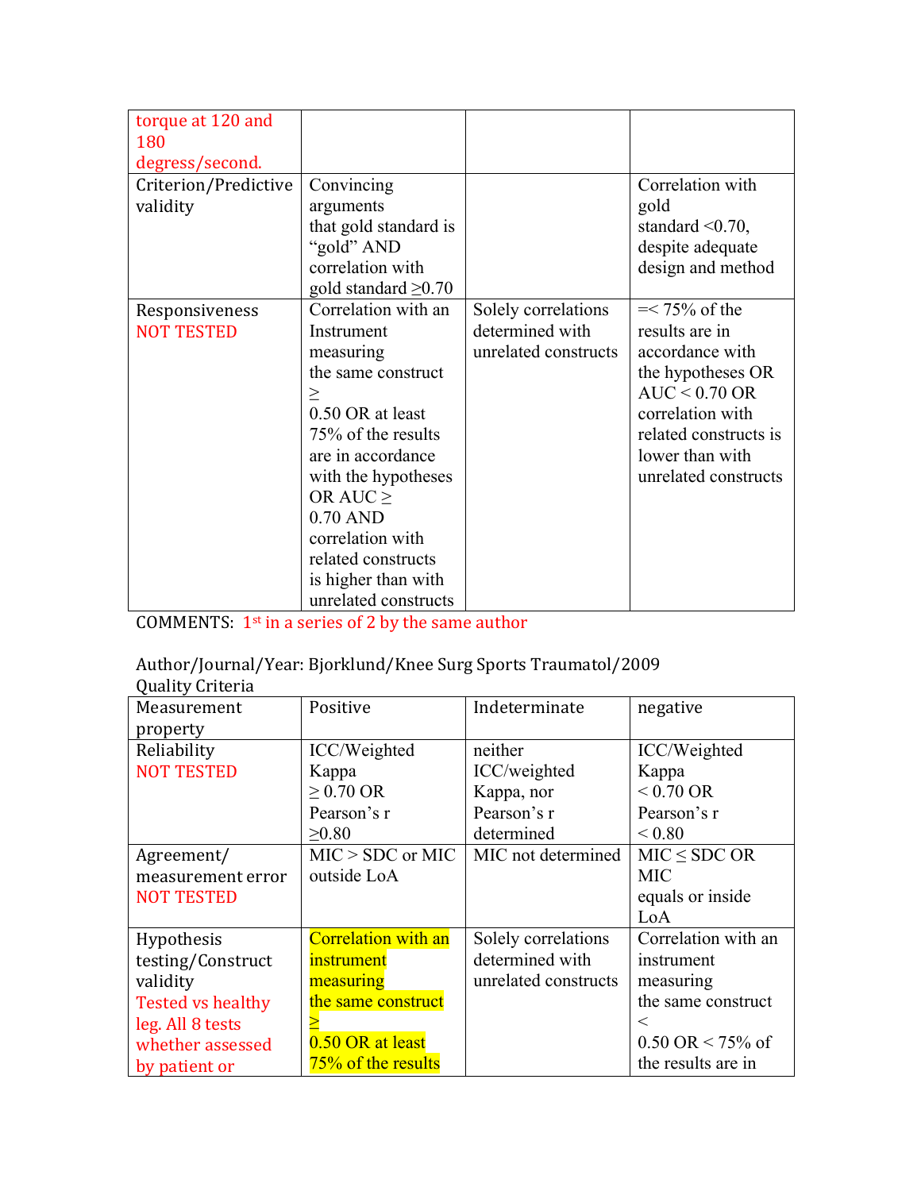| | | | |
|---|---|---|---|
| torque at 120 and 180 degress/second. | | | |
| Criterion/Predictive validity | Convincing arguments that gold standard is "gold" AND correlation with gold standard ≥0.70 | | Correlation with gold standard <0.70, despite adequate design and method |
| Responsiveness NOT TESTED | Correlation with an Instrument measuring the same construct ≥ 0.50 OR at least 75% of the results are in accordance with the hypotheses OR AUC ≥ 0.70 AND correlation with related constructs is higher than with unrelated constructs | Solely correlations determined with unrelated constructs | =< 75% of the results are in accordance with the hypotheses OR AUC < 0.70 OR correlation with related constructs is lower than with unrelated constructs |

COMMENTS: 1st in a series of 2 by the same author

Author/Journal/Year: Bjorklund/Knee Surg Sports Traumatol/2009

Quality Criteria

| Measurement property | Positive | Indeterminate | negative |
|---|---|---|---|
| Reliability NOT TESTED | ICC/Weighted Kappa ≥ 0.70 OR Pearson's r ≥0.80 | neither ICC/weighted Kappa, nor Pearson's r determined | ICC/Weighted Kappa < 0.70 OR Pearson's r < 0.80 |
| Agreement/ measurement error NOT TESTED | MIC > SDC or MIC outside LoA | MIC not determined | MIC ≤ SDC OR MIC equals or inside LoA |
| Hypothesis testing/Construct validity Tested vs healthy leg. All 8 tests whether assessed by patient or | Correlation with an instrument measuring the same construct ≥ 0.50 OR at least 75% of the results | Solely correlations determined with unrelated constructs | Correlation with an instrument measuring the same construct < 0.50 OR < 75% of the results are in |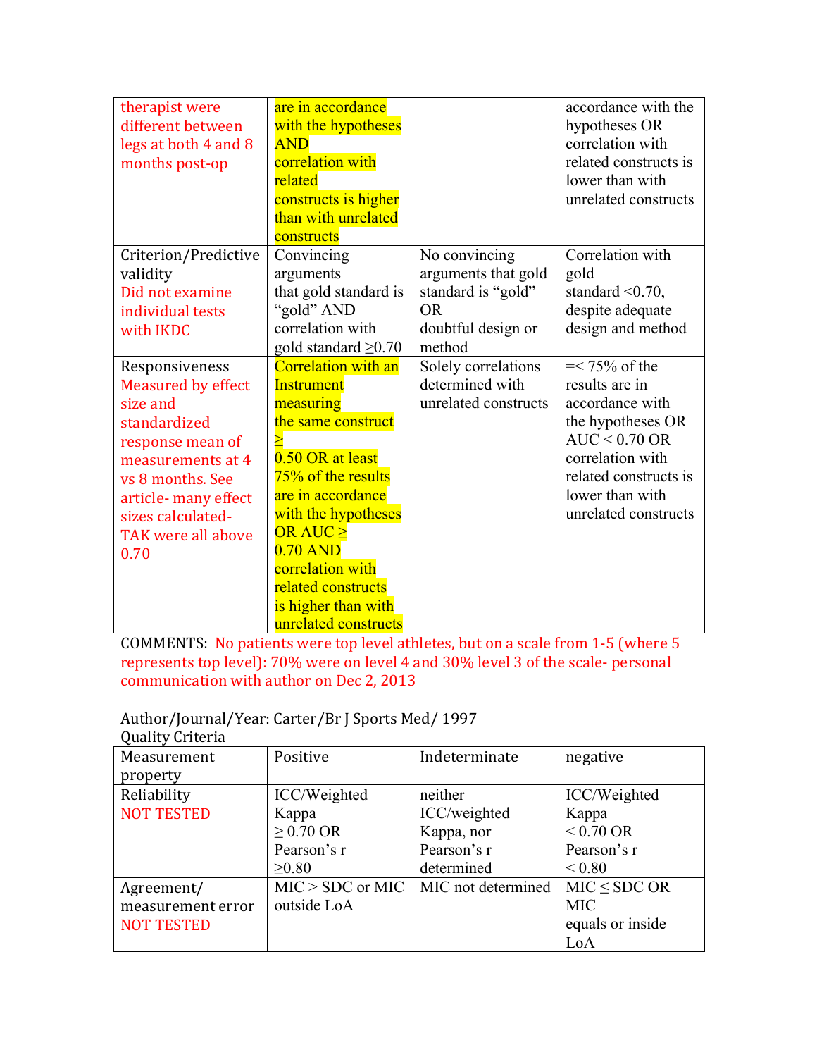| | | | |
|---|---|---|---|
| therapist were different between legs at both 4 and 8 months post-op | are in accordance with the hypotheses AND correlation with related constructs is higher than with unrelated constructs | | accordance with the hypotheses OR correlation with related constructs is lower than with unrelated constructs |
| Criterion/Predictive validity Did not examine individual tests with IKDC | Convincing arguments that gold standard is "gold" AND correlation with gold standard ≥0.70 | No convincing arguments that gold standard is "gold" OR doubtful design or method | Correlation with gold standard <0.70, despite adequate design and method |
| Responsiveness Measured by effect size and standardized response mean of measurements at 4 vs 8 months. See article- many effect sizes calculated- TAK were all above 0.70 | Correlation with an Instrument measuring the same construct ≥ 0.50 OR at least 75% of the results are in accordance with the hypotheses OR AUC ≥ 0.70 AND correlation with related constructs is higher than with unrelated constructs | Solely correlations determined with unrelated constructs | =< 75% of the results are in accordance with the hypotheses OR AUC < 0.70 OR correlation with related constructs is lower than with unrelated constructs |

COMMENTS: No patients were top level athletes, but on a scale from 1-5 (where 5 represents top level): 70% were on level 4 and 30% level 3 of the scale- personal communication with author on Dec 2, 2013

Author/Journal/Year: Carter/Br J Sports Med/ 1997

Quality Criteria

| Measurement property | Positive | Indeterminate | negative |
|---|---|---|---|
| Reliability NOT TESTED | ICC/Weighted Kappa ≥ 0.70 OR Pearson's r ≥0.80 | neither ICC/weighted Kappa, nor Pearson's r determined | ICC/Weighted Kappa < 0.70 OR Pearson's r < 0.80 |
| Agreement/ measurement error NOT TESTED | MIC > SDC or MIC outside LoA | MIC not determined | MIC ≤ SDC OR MIC equals or inside LoA |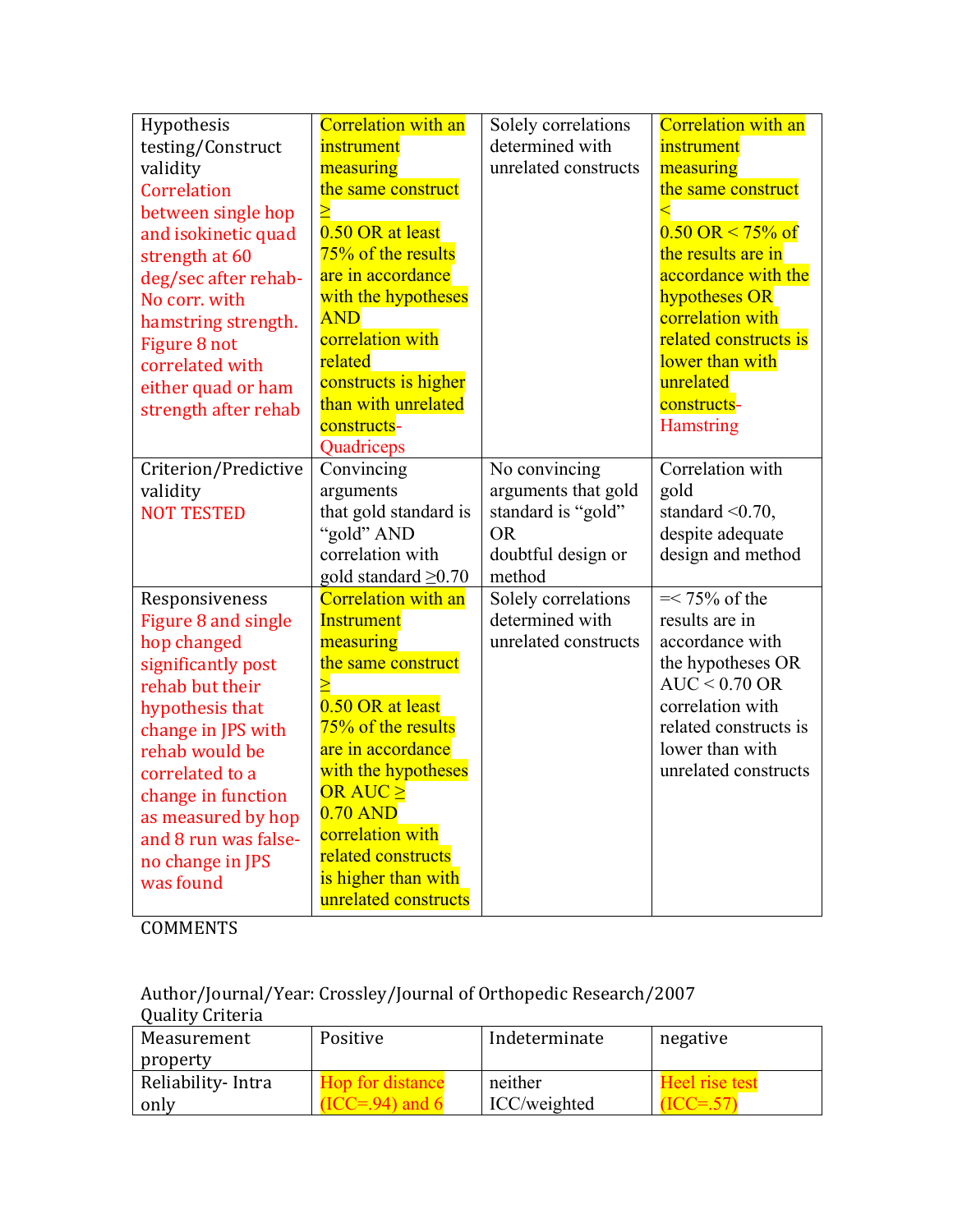| | | | |
|---|---|---|---|
| Hypothesis testing/Construct validity Correlation between single hop and isokinetic quad strength at 60 deg/sec after rehab- No corr. with hamstring strength. Figure 8 not correlated with either quad or ham strength after rehab | Correlation with an instrument measuring the same construct ≥ 0.50 OR at least 75% of the results are in accordance with the hypotheses AND correlation with related constructs is higher than with unrelated constructs- Quadriceps | Solely correlations determined with unrelated constructs | Correlation with an instrument measuring the same construct < 0.50 OR < 75% of the results are in accordance with the hypotheses OR correlation with related constructs is lower than with unrelated constructs- Hamstring |
| Criterion/Predictive validity NOT TESTED | Convincing arguments that gold standard is "gold" AND correlation with gold standard ≥0.70 | No convincing arguments that gold standard is "gold" OR doubtful design or method | Correlation with gold standard <0.70, despite adequate design and method |
| Responsiveness Figure 8 and single hop changed significantly post rehab but their hypothesis that change in JPS with rehab would be correlated to a change in function as measured by hop and 8 run was false-no change in JPS was found | Correlation with an Instrument measuring the same construct ≥ 0.50 OR at least 75% of the results are in accordance with the hypotheses OR AUC ≥ 0.70 AND correlation with related constructs is higher than with unrelated constructs | Solely correlations determined with unrelated constructs | =< 75% of the results are in accordance with the hypotheses OR AUC < 0.70 OR correlation with related constructs is lower than with unrelated constructs |

COMMENTS

Author/Journal/Year: Crossley/Journal of Orthopedic Research/2007

Quality Criteria

| Measurement property | Positive | Indeterminate | negative |
|---|---|---|---|
| Reliability- Intra only | Hop for distance (ICC=.94) and 6 | neither ICC/weighted | Heel rise test (ICC=.57) |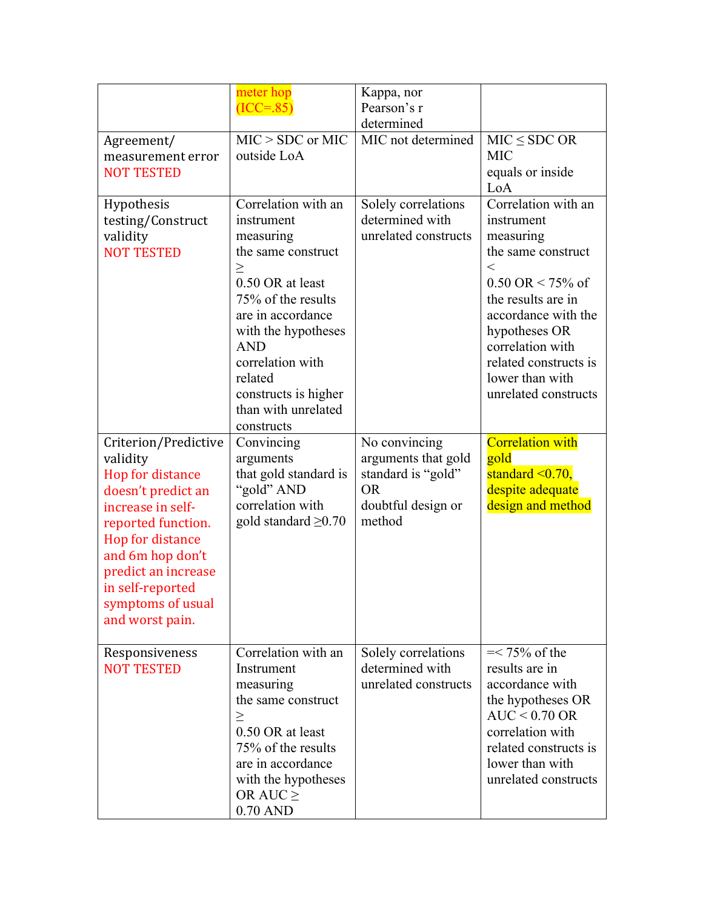| | | | |
|---|---|---|---|
| | meter hop (ICC=.85) | Kappa, nor Pearson's r determined | |
| Agreement/ measurement error NOT TESTED | MIC > SDC or MIC outside LoA | MIC not determined | MIC ≤ SDC OR MIC equals or inside LoA |
| Hypothesis testing/Construct validity NOT TESTED | Correlation with an instrument measuring the same construct ≥ 0.50 OR at least 75% of the results are in accordance with the hypotheses AND correlation with related constructs is higher than with unrelated constructs | Solely correlations determined with unrelated constructs | Correlation with an instrument measuring the same construct < 0.50 OR < 75% of the results are in accordance with the hypotheses OR correlation with related constructs is lower than with unrelated constructs |
| Criterion/Predictive validity Hop for distance doesn't predict an increase in self-reported function. Hop for distance and 6m hop don't predict an increase in self-reported symptoms of usual and worst pain. | Convincing arguments that gold standard is "gold" AND correlation with gold standard ≥0.70 | No convincing arguments that gold standard is "gold" OR doubtful design or method | Correlation with gold standard <0.70, despite adequate design and method |
| Responsiveness NOT TESTED | Correlation with an Instrument measuring the same construct ≥ 0.50 OR at least 75% of the results are in accordance with the hypotheses OR AUC ≥ 0.70 AND | Solely correlations determined with unrelated constructs | =< 75% of the results are in accordance with the hypotheses OR AUC < 0.70 OR correlation with related constructs is lower than with unrelated constructs |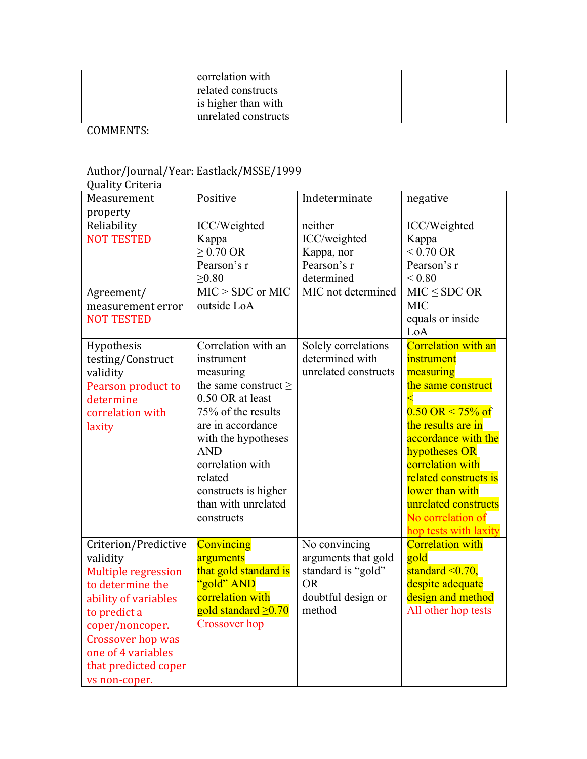|  | correlation with related constructs is higher than with unrelated constructs |  |  |
|---|---|---|---|

COMMENTS:

Author/Journal/Year: Eastlack/MSSE/1999

Quality Criteria

| Measurement property | Positive | Indeterminate | negative |
|---|---|---|---|
| Reliability NOT TESTED | ICC/Weighted Kappa ≥ 0.70 OR Pearson's r ≥0.80 | neither ICC/weighted Kappa, nor Pearson's r determined | ICC/Weighted Kappa < 0.70 OR Pearson's r < 0.80 |
| Agreement/ measurement error NOT TESTED | MIC > SDC or MIC outside LoA | MIC not determined | MIC ≤ SDC OR MIC equals or inside LoA |
| Hypothesis testing/Construct validity Pearson product to determine correlation with laxity | Correlation with an instrument measuring the same construct ≥ 0.50 OR at least 75% of the results are in accordance with the hypotheses AND correlation with related constructs is higher than with unrelated constructs | Solely correlations determined with unrelated constructs | Correlation with an instrument measuring the same construct < 0.50 OR < 75% of the results are in accordance with the hypotheses OR correlation with related constructs is lower than with unrelated constructs No correlation of hop tests with laxity |
| Criterion/Predictive validity Multiple regression to determine the ability of variables to predict a coper/noncoper. Crossover hop was one of 4 variables that predicted coper vs non-coper. | Convincing arguments that gold standard is "gold" AND correlation with gold standard ≥0.70 Crossover hop | No convincing arguments that gold standard is "gold" OR doubtful design or method | Correlation with gold standard <0.70, despite adequate design and method All other hop tests |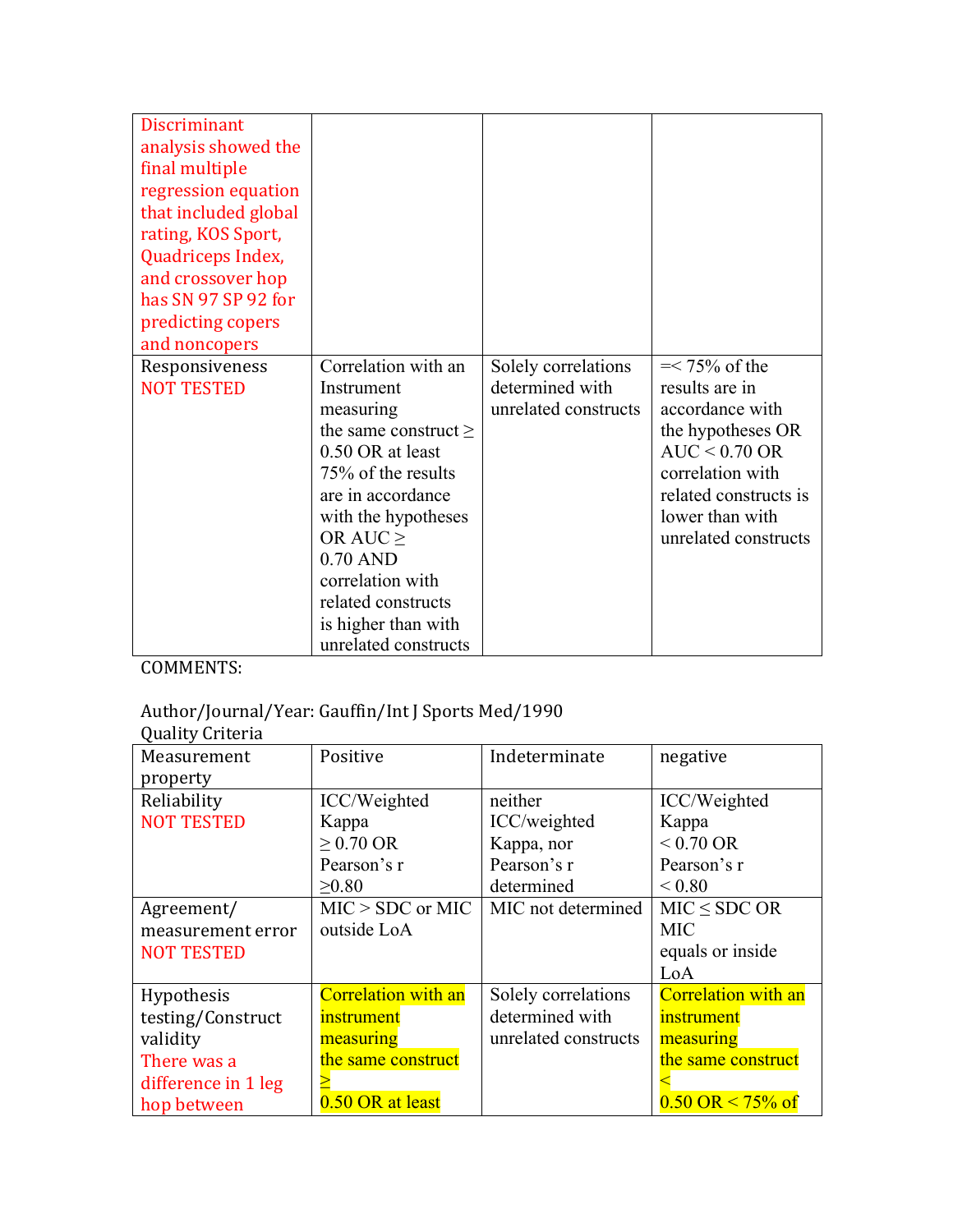| | | | |
|---|---|---|---|
| Discriminant analysis showed the final multiple regression equation that included global rating, KOS Sport, Quadriceps Index, and crossover hop has SN 97 SP 92 for predicting copers and noncopers | | | |
| Responsiveness NOT TESTED | Correlation with an Instrument measuring the same construct ≥ 0.50 OR at least 75% of the results are in accordance with the hypotheses OR AUC ≥ 0.70 AND correlation with related constructs is higher than with unrelated constructs | Solely correlations determined with unrelated constructs | =< 75% of the results are in accordance with the hypotheses OR AUC < 0.70 OR correlation with related constructs is lower than with unrelated constructs |

COMMENTS:

Author/Journal/Year: Gauffin/Int J Sports Med/1990

Quality Criteria

| Measurement property | Positive | Indeterminate | negative |
|---|---|---|---|
| Reliability NOT TESTED | ICC/Weighted Kappa ≥ 0.70 OR Pearson's r ≥0.80 | neither ICC/weighted Kappa, nor Pearson's r determined | ICC/Weighted Kappa < 0.70 OR Pearson's r < 0.80 |
| Agreement/ measurement error NOT TESTED | MIC > SDC or MIC outside LoA | MIC not determined | MIC ≤ SDC OR MIC equals or inside LoA |
| Hypothesis testing/Construct validity There was a difference in 1 leg hop between | Correlation with an instrument measuring the same construct ≥ 0.50 OR at least | Solely correlations determined with unrelated constructs | Correlation with an instrument measuring the same construct < 0.50 OR < 75% of |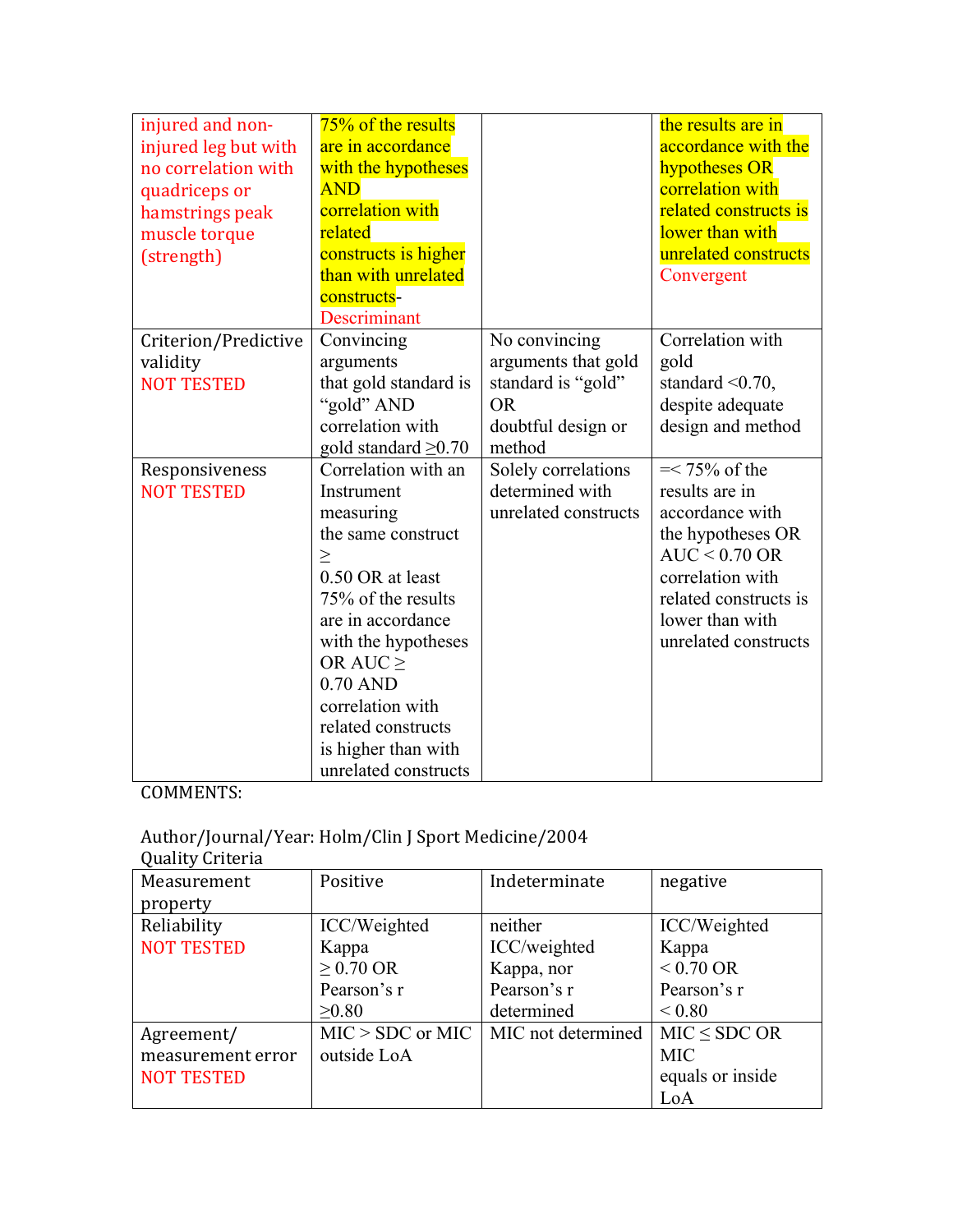| | | | |
|---|---|---|---|
| injured and non-injured leg but with no correlation with quadriceps or hamstrings peak muscle torque (strength) | 75% of the results are in accordance with the hypotheses AND correlation with related constructs is higher than with unrelated constructs- Descriminant | | the results are in accordance with the hypotheses OR correlation with related constructs is lower than with unrelated constructs Convergent |
| Criterion/Predictive validity NOT TESTED | Convincing arguments that gold standard is "gold" AND correlation with gold standard ≥0.70 | No convincing arguments that gold standard is "gold" OR doubtful design or method | Correlation with gold standard <0.70, despite adequate design and method |
| Responsiveness NOT TESTED | Correlation with an Instrument measuring the same construct ≥ 0.50 OR at least 75% of the results are in accordance with the hypotheses OR AUC ≥ 0.70 AND correlation with related constructs is higher than with unrelated constructs | Solely correlations determined with unrelated constructs | =< 75% of the results are in accordance with the hypotheses OR AUC < 0.70 OR correlation with related constructs is lower than with unrelated constructs |

COMMENTS:

Author/Journal/Year: Holm/Clin J Sport Medicine/2004

Quality Criteria

| Measurement property | Positive | Indeterminate | negative |
|---|---|---|---|
| Reliability NOT TESTED | ICC/Weighted Kappa ≥ 0.70 OR Pearson's r ≥0.80 | neither ICC/weighted Kappa, nor Pearson's r determined | ICC/Weighted Kappa < 0.70 OR Pearson's r < 0.80 |
| Agreement/ measurement error NOT TESTED | MIC > SDC or MIC outside LoA | MIC not determined | MIC ≤ SDC OR MIC equals or inside LoA |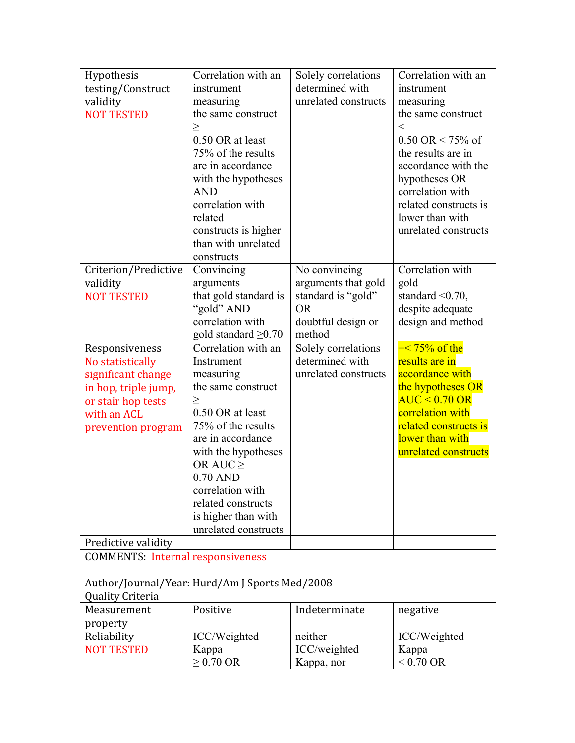| Hypothesis testing/Construct validity NOT TESTED | Correlation with an instrument measuring the same construct ≥ 0.50 OR at least 75% of the results are in accordance with the hypotheses AND correlation with related constructs is higher than with unrelated constructs | Solely correlations determined with unrelated constructs | Correlation with an instrument measuring the same construct < 0.50 OR < 75% of the results are in accordance with the hypotheses OR correlation with related constructs is lower than with unrelated constructs |
|---|---|---|---|
| Criterion/Predictive validity NOT TESTED | Convincing arguments that gold standard is "gold" AND correlation with gold standard ≥0.70 | No convincing arguments that gold standard is "gold" OR doubtful design or method | Correlation with gold standard <0.70, despite adequate design and method |
| Responsiveness No statistically significant change in hop, triple jump, or stair hop tests with an ACL prevention program | Correlation with an Instrument measuring the same construct ≥ 0.50 OR at least 75% of the results are in accordance with the hypotheses OR AUC ≥ 0.70 AND correlation with related constructs is higher than with unrelated constructs | Solely correlations determined with unrelated constructs | =< 75% of the results are in accordance with the hypotheses OR AUC < 0.70 OR correlation with related constructs is lower than with unrelated constructs |
| Predictive validity | | | |

COMMENTS: Internal responsiveness

Author/Journal/Year: Hurd/Am J Sports Med/2008

Quality Criteria

| Measurement property | Positive | Indeterminate | negative |
|---|---|---|---|
| Reliability NOT TESTED | ICC/Weighted Kappa ≥ 0.70 OR | neither ICC/weighted Kappa, nor | ICC/Weighted Kappa < 0.70 OR |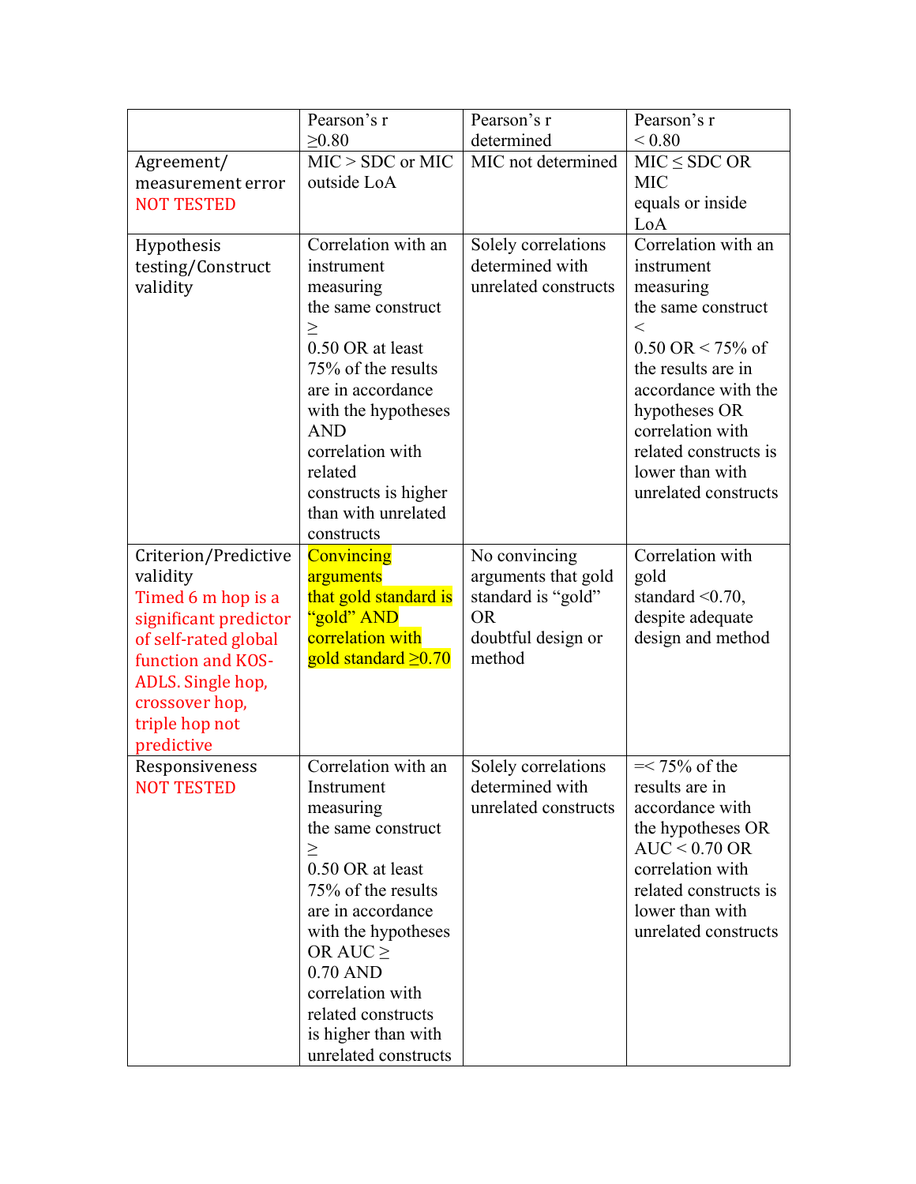| | Pearson's r ≥0.80 | Pearson's r determined | Pearson's r < 0.80 |
|---|---|---|---|
| Agreement/ measurement error NOT TESTED | MIC > SDC or MIC outside LoA | MIC not determined | MIC ≤ SDC OR MIC equals or inside LoA |
| Hypothesis testing/Construct validity | Correlation with an instrument measuring the same construct ≥ 0.50 OR at least 75% of the results are in accordance with the hypotheses AND correlation with related constructs is higher than with unrelated constructs | Solely correlations determined with unrelated constructs | Correlation with an instrument measuring the same construct < 0.50 OR < 75% of the results are in accordance with the hypotheses OR correlation with related constructs is lower than with unrelated constructs |
| Criterion/Predictive validity Timed 6 m hop is a significant predictor of self-rated global function and KOS-ADLS. Single hop, crossover hop, triple hop not predictive | Convincing arguments that gold standard is "gold" AND correlation with gold standard ≥0.70 | No convincing arguments that gold standard is "gold" OR doubtful design or method | Correlation with gold standard <0.70, despite adequate design and method |
| Responsiveness NOT TESTED | Correlation with an Instrument measuring the same construct ≥ 0.50 OR at least 75% of the results are in accordance with the hypotheses OR AUC ≥ 0.70 AND correlation with related constructs is higher than with unrelated constructs | Solely correlations determined with unrelated constructs | =< 75% of the results are in accordance with the hypotheses OR AUC < 0.70 OR correlation with related constructs is lower than with unrelated constructs |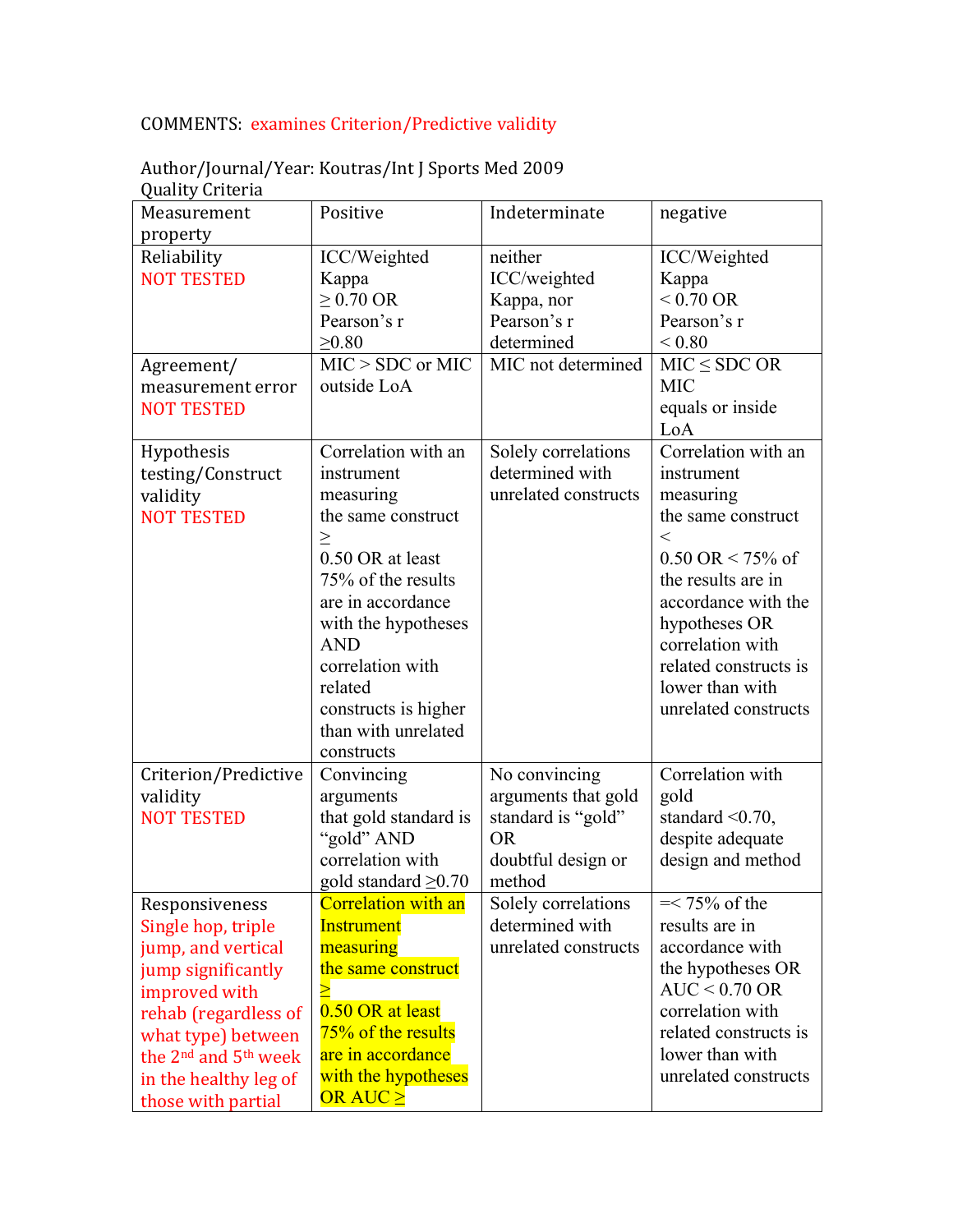COMMENTS: examines Criterion/Predictive validity

Author/Journal/Year: Koutras/Int J Sports Med 2009

Quality Criteria

| Measurement property | Positive | Indeterminate | negative |
|---|---|---|---|
| Reliability NOT TESTED | ICC/Weighted Kappa ≥ 0.70 OR Pearson's r ≥0.80 | neither ICC/weighted Kappa, nor Pearson's r determined | ICC/Weighted Kappa < 0.70 OR Pearson's r < 0.80 |
| Agreement/ measurement error NOT TESTED | MIC > SDC or MIC outside LoA | MIC not determined | MIC ≤ SDC OR MIC equals or inside LoA |
| Hypothesis testing/Construct validity NOT TESTED | Correlation with an instrument measuring the same construct ≥ 0.50 OR at least 75% of the results are in accordance with the hypotheses AND correlation with related constructs is higher than with unrelated constructs | Solely correlations determined with unrelated constructs | Correlation with an instrument measuring the same construct < 0.50 OR < 75% of the results are in accordance with the hypotheses OR correlation with related constructs is lower than with unrelated constructs |
| Criterion/Predictive validity NOT TESTED | Convincing arguments that gold standard is "gold" AND correlation with gold standard ≥0.70 | No convincing arguments that gold standard is "gold" OR doubtful design or method | Correlation with gold standard <0.70, despite adequate design and method |
| Responsiveness Single hop, triple jump, and vertical jump significantly improved with rehab (regardless of what type) between the 2nd and 5th week in the healthy leg of those with partial | Correlation with an Instrument measuring the same construct ≥ 0.50 OR at least 75% of the results are in accordance with the hypotheses OR AUC ≥ | Solely correlations determined with unrelated constructs | =< 75% of the results are in accordance with the hypotheses OR AUC < 0.70 OR correlation with related constructs is lower than with unrelated constructs |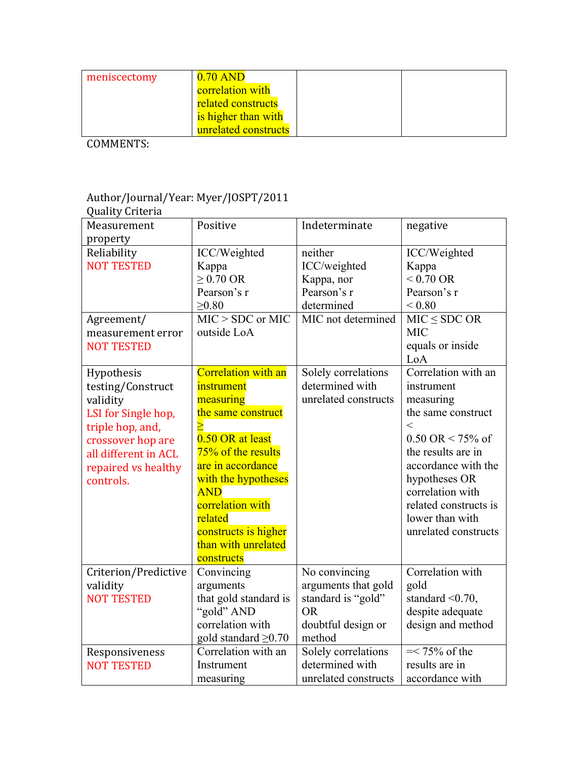| meniscectomy | 0.70 AND correlation with related constructs is higher than with unrelated constructs | | |
|---|---|---|---|

COMMENTS:

Author/Journal/Year: Myer/JOSPT/2011

Quality Criteria

| Measurement property | Positive | Indeterminate | negative |
|---|---|---|---|
| Reliability NOT TESTED | ICC/Weighted Kappa ≥ 0.70 OR Pearson's r ≥0.80 | neither ICC/weighted Kappa, nor Pearson's r determined | ICC/Weighted Kappa < 0.70 OR Pearson's r < 0.80 |
| Agreement/ measurement error NOT TESTED | MIC > SDC or MIC outside LoA | MIC not determined | MIC ≤ SDC OR MIC equals or inside LoA |
| Hypothesis testing/Construct validity LSI for Single hop, triple hop, and, crossover hop are all different in ACL repaired vs healthy controls. | Correlation with an instrument measuring the same construct ≥ 0.50 OR at least 75% of the results are in accordance with the hypotheses AND correlation with related constructs is higher than with unrelated constructs | Solely correlations determined with unrelated constructs | Correlation with an instrument measuring the same construct < 0.50 OR < 75% of the results are in accordance with the hypotheses OR correlation with related constructs is lower than with unrelated constructs |
| Criterion/Predictive validity NOT TESTED | Convincing arguments that gold standard is "gold" AND correlation with gold standard ≥0.70 | No convincing arguments that gold standard is "gold" OR doubtful design or method | Correlation with gold standard <0.70, despite adequate design and method |
| Responsiveness NOT TESTED | Correlation with an Instrument measuring | Solely correlations determined with unrelated constructs | =< 75% of the results are in accordance with |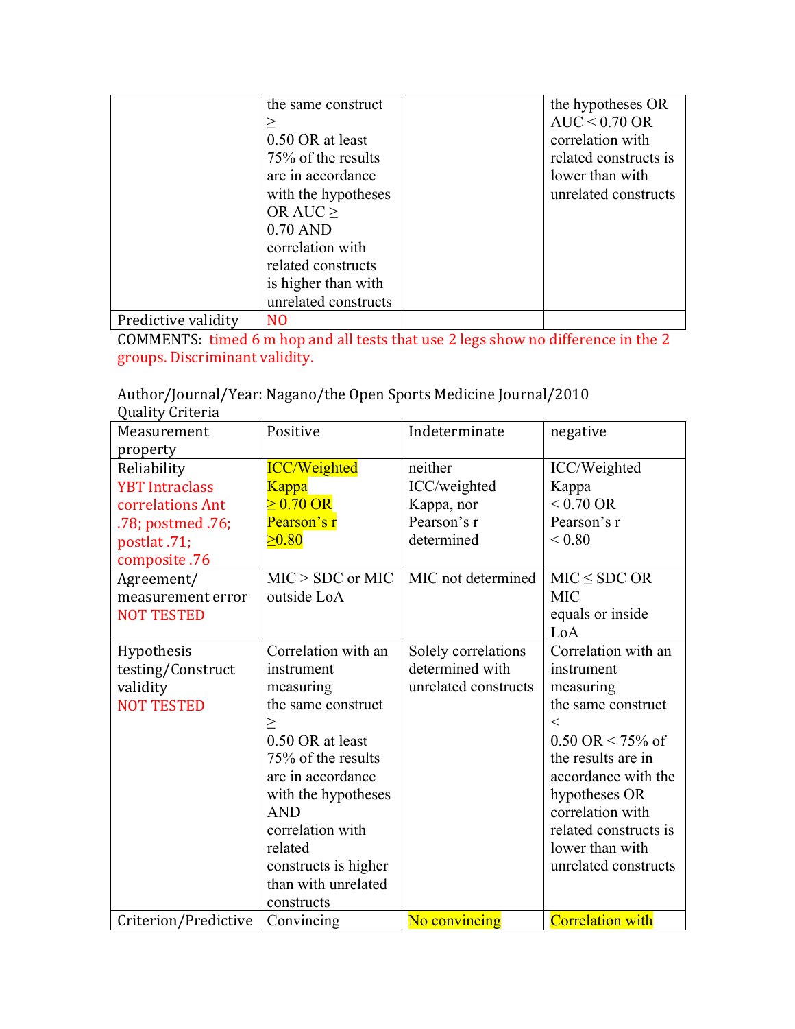|  | the same construct ≥ 0.50 OR at least 75% of the results are in accordance with the hypotheses OR AUC ≥ 0.70 AND correlation with related constructs is higher than with unrelated constructs |  | the hypotheses OR AUC < 0.70 OR correlation with related constructs is lower than with unrelated constructs |
|---|---|---|---|
| Predictive validity | NO |  |  |

COMMENTS: timed 6 m hop and all tests that use 2 legs show no difference in the 2 groups. Discriminant validity.

Author/Journal/Year: Nagano/the Open Sports Medicine Journal/2010

Quality Criteria

| Measurement property | Positive | Indeterminate | negative |
|---|---|---|---|
| Reliability YBT Intraclass correlations Ant .78; postmed .76; postlat .71; composite .76 | ICC/Weighted Kappa ≥ 0.70 OR Pearson's r ≥0.80 | neither ICC/weighted Kappa, nor Pearson's r determined | ICC/Weighted Kappa < 0.70 OR Pearson's r < 0.80 |
| Agreement/ measurement error NOT TESTED | MIC > SDC or MIC outside LoA | MIC not determined | MIC ≤ SDC OR MIC equals or inside LoA |
| Hypothesis testing/Construct validity NOT TESTED | Correlation with an instrument measuring the same construct ≥ 0.50 OR at least 75% of the results are in accordance with the hypotheses AND correlation with related constructs is higher than with unrelated constructs | Solely correlations determined with unrelated constructs | Correlation with an instrument measuring the same construct < 0.50 OR < 75% of the results are in accordance with the hypotheses OR correlation with related constructs is lower than with unrelated constructs |
| Criterion/Predictive | Convincing | No convincing | Correlation with |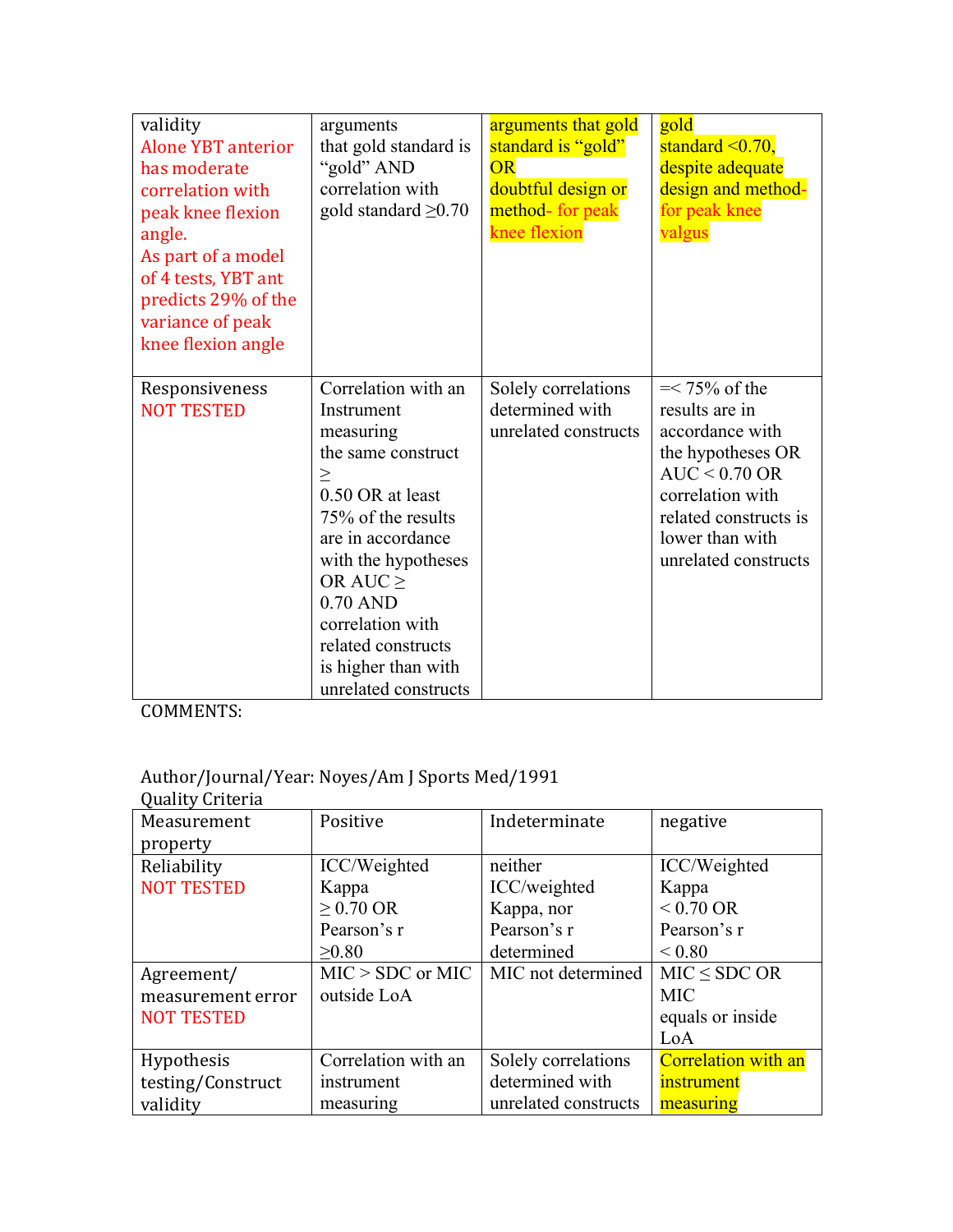| | | | |
|---|---|---|---|
| validity<br>Alone YBT anterior has moderate correlation with peak knee flexion angle.<br>As part of a model of 4 tests, YBT ant predicts 29% of the variance of peak knee flexion angle | arguments that gold standard is "gold" AND correlation with gold standard ≥0.70 | arguments that gold standard is "gold" OR doubtful design or method- for peak knee flexion | gold standard <0.70, despite adequate design and method- for peak knee valgus |
| Responsiveness<br>NOT TESTED | Correlation with an Instrument measuring the same construct ≥ 0.50 OR at least 75% of the results are in accordance with the hypotheses OR AUC ≥ 0.70 AND correlation with related constructs is higher than with unrelated constructs | Solely correlations determined with unrelated constructs | =< 75% of the results are in accordance with the hypotheses OR AUC < 0.70 OR correlation with related constructs is lower than with unrelated constructs |

COMMENTS:

Author/Journal/Year: Noyes/Am J Sports Med/1991

Quality Criteria

| Measurement property | Positive | Indeterminate | negative |
|---|---|---|---|
| Reliability<br>NOT TESTED | ICC/Weighted Kappa ≥ 0.70 OR Pearson's r ≥0.80 | neither ICC/weighted Kappa, nor Pearson's r determined | ICC/Weighted Kappa < 0.70 OR Pearson's r < 0.80 |
| Agreement/ measurement error<br>NOT TESTED | MIC > SDC or MIC outside LoA | MIC not determined | MIC ≤ SDC OR MIC equals or inside LoA |
| Hypothesis testing/Construct validity | Correlation with an instrument measuring | Solely correlations determined with unrelated constructs | Correlation with an instrument measuring |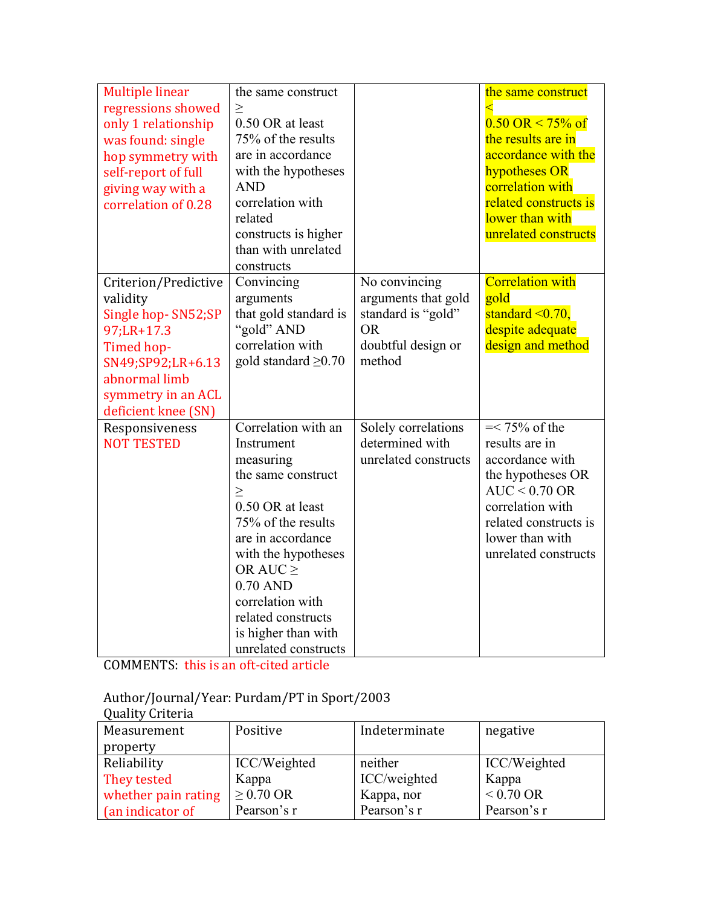| | | | |
|---|---|---|---|
| Multiple linear regressions showed only 1 relationship was found: single hop symmetry with self-report of full giving way with a correlation of 0.28 | the same construct ≥ 0.50 OR at least 75% of the results are in accordance with the hypotheses AND correlation with related constructs is higher than with unrelated constructs | | the same construct < 0.50 OR < 75% of the results are in accordance with the hypotheses OR correlation with related constructs is lower than with unrelated constructs |
| Criterion/Predictive validity Single hop- SN52;SP 97;LR+17.3 Timed hop- SN49;SP92;LR+6.13 abnormal limb symmetry in an ACL deficient knee (SN) | Convincing arguments that gold standard is "gold" AND correlation with gold standard ≥0.70 | No convincing arguments that gold standard is "gold" OR doubtful design or method | Correlation with gold standard <0.70, despite adequate design and method |
| Responsiveness NOT TESTED | Correlation with an Instrument measuring the same construct ≥ 0.50 OR at least 75% of the results are in accordance with the hypotheses OR AUC ≥ 0.70 AND correlation with related constructs is higher than with unrelated constructs | Solely correlations determined with unrelated constructs | =< 75% of the results are in accordance with the hypotheses OR AUC < 0.70 OR correlation with related constructs is lower than with unrelated constructs |

COMMENTS: this is an oft-cited article

Author/Journal/Year: Purdam/PT in Sport/2003
Quality Criteria

| Measurement property | Positive | Indeterminate | negative |
|---|---|---|---|
| Reliability They tested whether pain rating (an indicator of | ICC/Weighted Kappa ≥ 0.70 OR Pearson's r | neither ICC/weighted Kappa, nor Pearson's r | ICC/Weighted Kappa < 0.70 OR Pearson's r |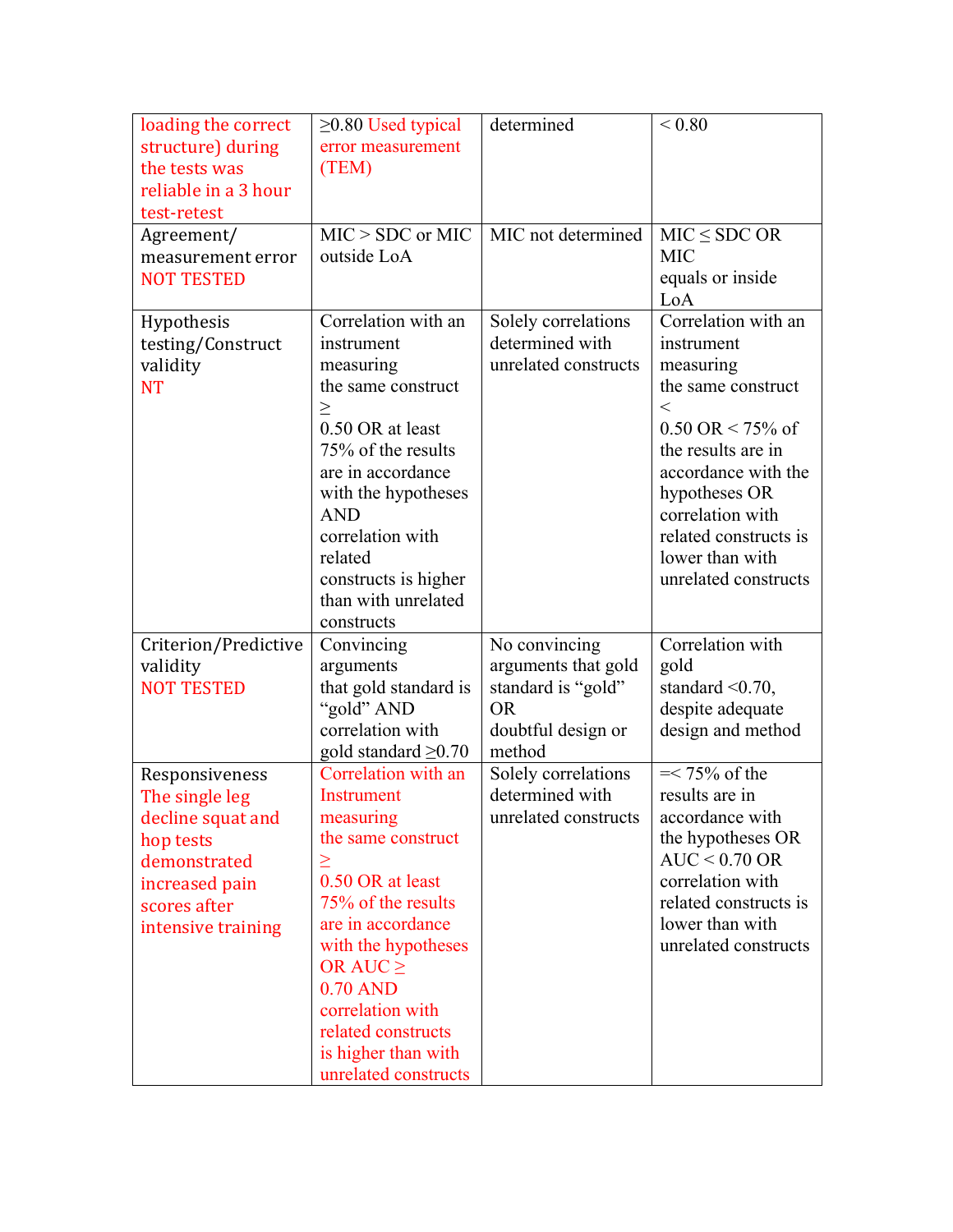| loading the correct structure) during the tests was reliable in a 3 hour test-retest | ≥0.80 Used typical error measurement (TEM) | determined | < 0.80 |
|---|---|---|---|
| Agreement/ measurement error NOT TESTED | MIC > SDC or MIC outside LoA | MIC not determined | MIC ≤ SDC OR MIC equals or inside LoA |
| Hypothesis testing/Construct validity NT | Correlation with an instrument measuring the same construct ≥ 0.50 OR at least 75% of the results are in accordance with the hypotheses AND correlation with related constructs is higher than with unrelated constructs | Solely correlations determined with unrelated constructs | Correlation with an instrument measuring the same construct < 0.50 OR < 75% of the results are in accordance with the hypotheses OR correlation with related constructs is lower than with unrelated constructs |
| Criterion/Predictive validity NOT TESTED | Convincing arguments that gold standard is "gold" AND correlation with gold standard ≥0.70 | No convincing arguments that gold standard is "gold" OR doubtful design or method | Correlation with gold standard <0.70, despite adequate design and method |
| Responsiveness The single leg decline squat and hop tests demonstrated increased pain scores after intensive training | Correlation with an Instrument measuring the same construct ≥ 0.50 OR at least 75% of the results are in accordance with the hypotheses OR AUC ≥ 0.70 AND correlation with related constructs is higher than with unrelated constructs | Solely correlations determined with unrelated constructs | =< 75% of the results are in accordance with the hypotheses OR AUC < 0.70 OR correlation with related constructs is lower than with unrelated constructs |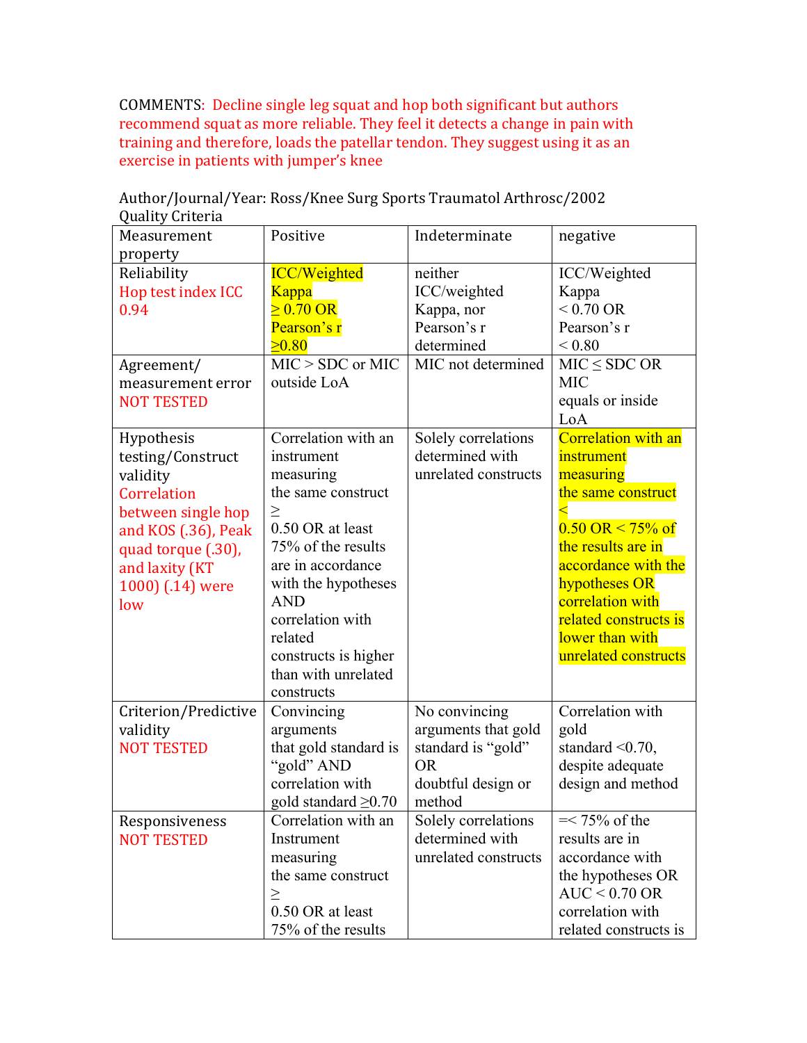COMMENTS: Decline single leg squat and hop both significant but authors recommend squat as more reliable. They feel it detects a change in pain with training and therefore, loads the patellar tendon. They suggest using it as an exercise in patients with jumper's knee

Author/Journal/Year: Ross/Knee Surg Sports Traumatol Arthrosc/2002

Quality Criteria

| Measurement property | Positive | Indeterminate | negative |
|---|---|---|---|
| Reliability<br>Hop test index ICC 0.94 | ICC/Weighted Kappa ≥ 0.70 OR Pearson's r ≥0.80 | neither ICC/weighted Kappa, nor Pearson's r determined | ICC/Weighted Kappa < 0.70 OR Pearson's r < 0.80 |
| Agreement/ measurement error<br>NOT TESTED | MIC > SDC or MIC outside LoA | MIC not determined | MIC ≤ SDC OR MIC equals or inside LoA |
| Hypothesis testing/Construct validity<br>Correlation between single hop and KOS (.36), Peak quad torque (.30), and laxity (KT 1000) (.14) were low | Correlation with an instrument measuring the same construct ≥ 0.50 OR at least 75% of the results are in accordance with the hypotheses AND correlation with related constructs is higher than with unrelated constructs | Solely correlations determined with unrelated constructs | Correlation with an instrument measuring the same construct < 0.50 OR < 75% of the results are in accordance with the hypotheses OR correlation with related constructs is lower than with unrelated constructs |
| Criterion/Predictive validity<br>NOT TESTED | Convincing arguments that gold standard is "gold" AND correlation with gold standard ≥0.70 | No convincing arguments that gold standard is "gold" OR doubtful design or method | Correlation with gold standard <0.70, despite adequate design and method |
| Responsiveness<br>NOT TESTED | Correlation with an Instrument measuring the same construct ≥ 0.50 OR at least 75% of the results | Solely correlations determined with unrelated constructs | =< 75% of the results are in accordance with the hypotheses OR AUC < 0.70 OR correlation with related constructs is |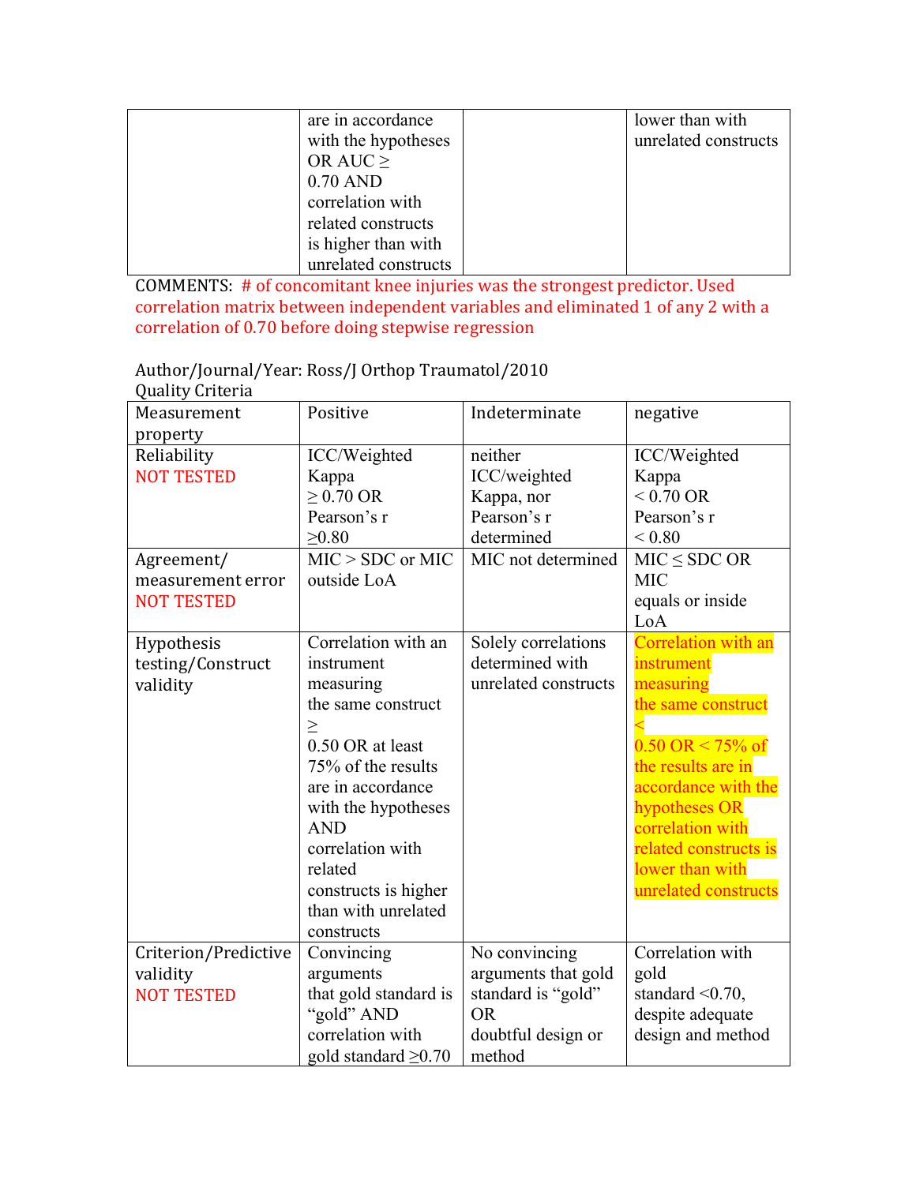| | are in accordance with the hypotheses OR AUC ≥ 0.70 AND correlation with related constructs is higher than with unrelated constructs | | lower than with unrelated constructs |
|---|---|---|---|

COMMENTS: # of concomitant knee injuries was the strongest predictor. Used correlation matrix between independent variables and eliminated 1 of any 2 with a correlation of 0.70 before doing stepwise regression

Author/Journal/Year: Ross/J Orthop Traumatol/2010

Quality Criteria

| Measurement property | Positive | Indeterminate | negative |
|---|---|---|---|
| Reliability NOT TESTED | ICC/Weighted Kappa ≥ 0.70 OR Pearson's r ≥0.80 | neither ICC/weighted Kappa, nor Pearson's r determined | ICC/Weighted Kappa < 0.70 OR Pearson's r < 0.80 |
| Agreement/ measurement error NOT TESTED | MIC > SDC or MIC outside LoA | MIC not determined | MIC ≤ SDC OR MIC equals or inside LoA |
| Hypothesis testing/Construct validity | Correlation with an instrument measuring the same construct ≥ 0.50 OR at least 75% of the results are in accordance with the hypotheses AND correlation with related constructs is higher than with unrelated constructs | Solely correlations determined with unrelated constructs | Correlation with an instrument measuring the same construct < 0.50 OR < 75% of the results are in accordance with the hypotheses OR correlation with related constructs is lower than with unrelated constructs |
| Criterion/Predictive validity NOT TESTED | Convincing arguments that gold standard is "gold" AND correlation with gold standard ≥0.70 | No convincing arguments that gold standard is "gold" OR doubtful design or method | Correlation with gold standard <0.70, despite adequate design and method |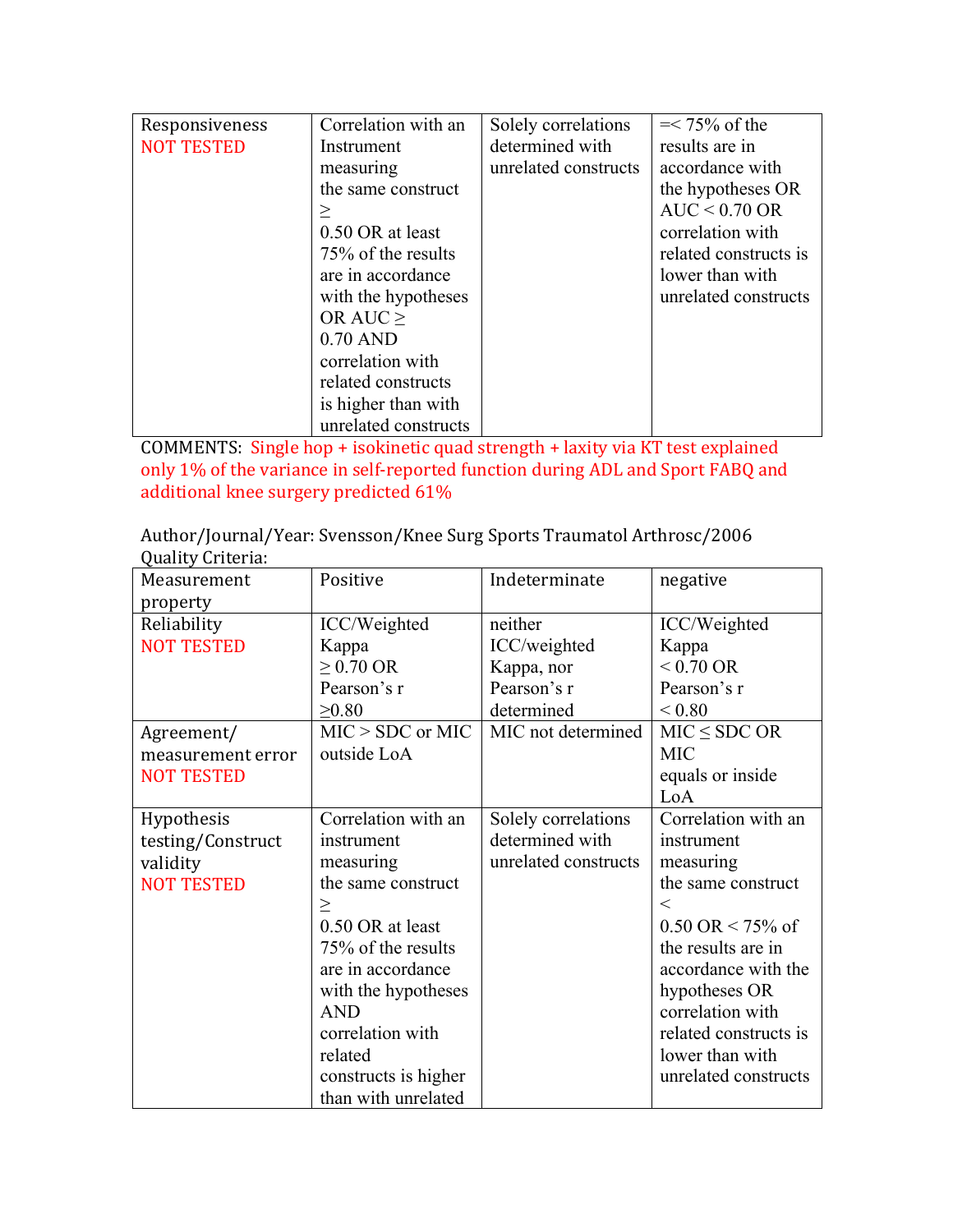| Responsiveness NOT TESTED | Correlation with an Instrument measuring the same construct ≥ 0.50 OR at least 75% of the results are in accordance with the hypotheses OR AUC ≥ 0.70 AND correlation with related constructs is higher than with unrelated constructs | Solely correlations determined with unrelated constructs | =< 75% of the results are in accordance with the hypotheses OR AUC < 0.70 OR correlation with related constructs is lower than with unrelated constructs |
|---|---|---|---|

COMMENTS: Single hop + isokinetic quad strength + laxity via KT test explained only 1% of the variance in self-reported function during ADL and Sport FABQ and additional knee surgery predicted 61%

Author/Journal/Year: Svensson/Knee Surg Sports Traumatol Arthrosc/2006

Quality Criteria:

| Measurement property | Positive | Indeterminate | negative |
|---|---|---|---|
| Reliability NOT TESTED | ICC/Weighted Kappa ≥ 0.70 OR Pearson's r ≥0.80 | neither ICC/weighted Kappa, nor Pearson's r determined | ICC/Weighted Kappa < 0.70 OR Pearson's r < 0.80 |
| Agreement/ measurement error NOT TESTED | MIC > SDC or MIC outside LoA | MIC not determined | MIC ≤ SDC OR MIC equals or inside LoA |
| Hypothesis testing/Construct validity NOT TESTED | Correlation with an instrument measuring the same construct ≥ 0.50 OR at least 75% of the results are in accordance with the hypotheses AND correlation with related constructs is higher than with unrelated | Solely correlations determined with unrelated constructs | Correlation with an instrument measuring the same construct < 0.50 OR < 75% of the results are in accordance with the hypotheses OR correlation with related constructs is lower than with unrelated constructs |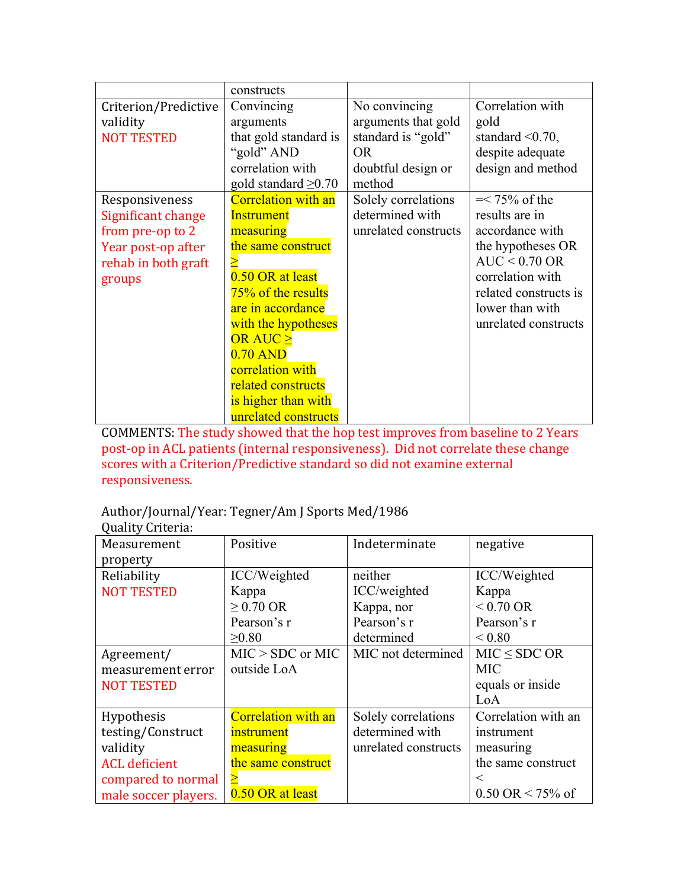| | constructs | | |
|---|---|---|---|
| Criterion/Predictive validity NOT TESTED | Convincing arguments that gold standard is "gold" AND correlation with gold standard ≥0.70 | No convincing arguments that gold standard is "gold" OR doubtful design or method | Correlation with gold standard <0.70, despite adequate design and method |
| Responsiveness Significant change from pre-op to 2 Year post-op after rehab in both graft groups | Correlation with an Instrument measuring the same construct ≥ 0.50 OR at least 75% of the results are in accordance with the hypotheses OR AUC ≥ 0.70 AND correlation with related constructs is higher than with unrelated constructs | Solely correlations determined with unrelated constructs | =< 75% of the results are in accordance with the hypotheses OR AUC < 0.70 OR correlation with related constructs is lower than with unrelated constructs |

COMMENTS: The study showed that the hop test improves from baseline to 2 Years post-op in ACL patients (internal responsiveness). Did not correlate these change scores with a Criterion/Predictive standard so did not examine external responsiveness.

Author/Journal/Year: Tegner/Am J Sports Med/1986

Quality Criteria:

| Measurement property | Positive | Indeterminate | negative |
|---|---|---|---|
| Reliability NOT TESTED | ICC/Weighted Kappa ≥ 0.70 OR Pearson's r ≥0.80 | neither ICC/weighted Kappa, nor Pearson's r determined | ICC/Weighted Kappa < 0.70 OR Pearson's r < 0.80 |
| Agreement/ measurement error NOT TESTED | MIC > SDC or MIC outside LoA | MIC not determined | MIC ≤ SDC OR MIC equals or inside LoA |
| Hypothesis testing/Construct validity ACL deficient compared to normal male soccer players. | Correlation with an instrument measuring the same construct ≥ 0.50 OR at least | Solely correlations determined with unrelated constructs | Correlation with an instrument measuring the same construct < 0.50 OR < 75% of |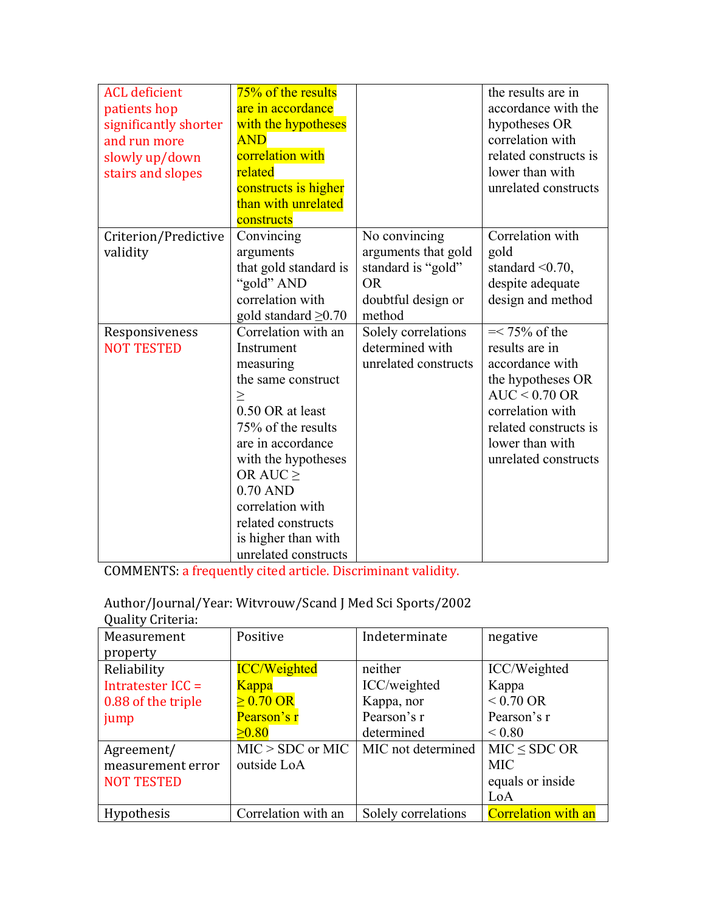| | | | |
|---|---|---|---|
| ACL deficient patients hop significantly shorter and run more slowly up/down stairs and slopes | 75% of the results are in accordance with the hypotheses AND correlation with related constructs is higher than with unrelated constructs | | the results are in accordance with the hypotheses OR correlation with related constructs is lower than with unrelated constructs |
| Criterion/Predictive validity | Convincing arguments that gold standard is "gold" AND correlation with gold standard ≥0.70 | No convincing arguments that gold standard is "gold" OR doubtful design or method | Correlation with gold standard <0.70, despite adequate design and method |
| Responsiveness NOT TESTED | Correlation with an Instrument measuring the same construct ≥ 0.50 OR at least 75% of the results are in accordance with the hypotheses OR AUC ≥ 0.70 AND correlation with related constructs is higher than with unrelated constructs | Solely correlations determined with unrelated constructs | =< 75% of the results are in accordance with the hypotheses OR AUC < 0.70 OR correlation with related constructs is lower than with unrelated constructs |

COMMENTS: a frequently cited article. Discriminant validity.

Author/Journal/Year: Witvrouw/Scand J Med Sci Sports/2002
Quality Criteria:

| Measurement property | Positive | Indeterminate | negative |
|---|---|---|---|
| Reliability Intratester ICC = 0.88 of the triple jump | ICC/Weighted Kappa ≥ 0.70 OR Pearson's r ≥0.80 | neither ICC/weighted Kappa, nor Pearson's r determined | ICC/Weighted Kappa < 0.70 OR Pearson's r < 0.80 |
| Agreement/ measurement error NOT TESTED | MIC > SDC or MIC outside LoA | MIC not determined | MIC ≤ SDC OR MIC equals or inside LoA |
| Hypothesis | Correlation with an | Solely correlations | Correlation with an |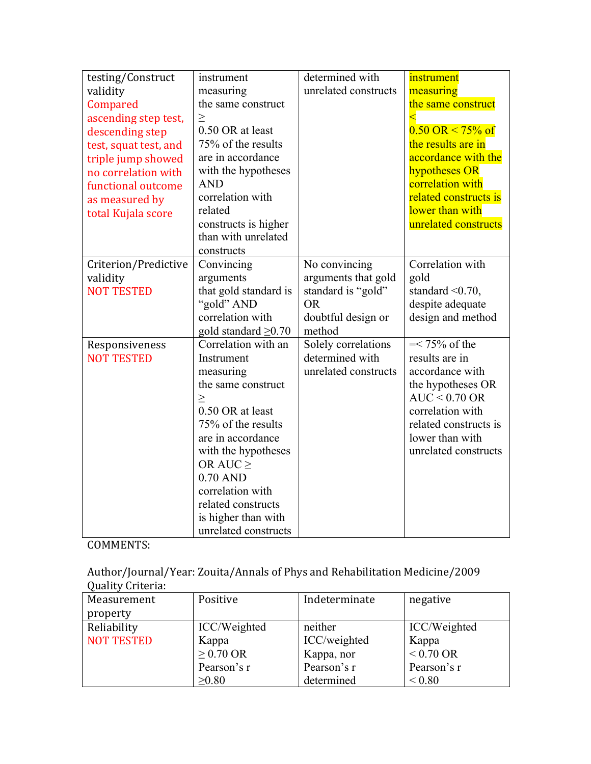| testing/Construct validity Compared ascending step test, descending step test, squat test, and triple jump showed no correlation with functional outcome as measured by total Kujala score | instrument measuring the same construct ≥ 0.50 OR at least 75% of the results are in accordance with the hypotheses AND correlation with related constructs is higher than with unrelated constructs | determined with unrelated constructs | instrument measuring the same construct < 0.50 OR < 75% of the results are in accordance with the hypotheses OR correlation with related constructs is lower than with unrelated constructs |
|---|---|---|---|
| Criterion/Predictive validity NOT TESTED | Convincing arguments that gold standard is "gold" AND correlation with gold standard ≥0.70 | No convincing arguments that gold standard is "gold" OR doubtful design or method | Correlation with gold standard <0.70, despite adequate design and method |
| Responsiveness NOT TESTED | Correlation with an Instrument measuring the same construct ≥ 0.50 OR at least 75% of the results are in accordance with the hypotheses OR AUC ≥ 0.70 AND correlation with related constructs is higher than with unrelated constructs | Solely correlations determined with unrelated constructs | =< 75% of the results are in accordance with the hypotheses OR AUC < 0.70 OR correlation with related constructs is lower than with unrelated constructs |

COMMENTS:

Author/Journal/Year: Zouita/Annals of Phys and Rehabilitation Medicine/2009

Quality Criteria:

| Measurement property | Positive | Indeterminate | negative |
|---|---|---|---|
| Reliability NOT TESTED | ICC/Weighted Kappa ≥ 0.70 OR Pearson's r ≥0.80 | neither ICC/weighted Kappa, nor Pearson's r determined | ICC/Weighted Kappa < 0.70 OR Pearson's r < 0.80 |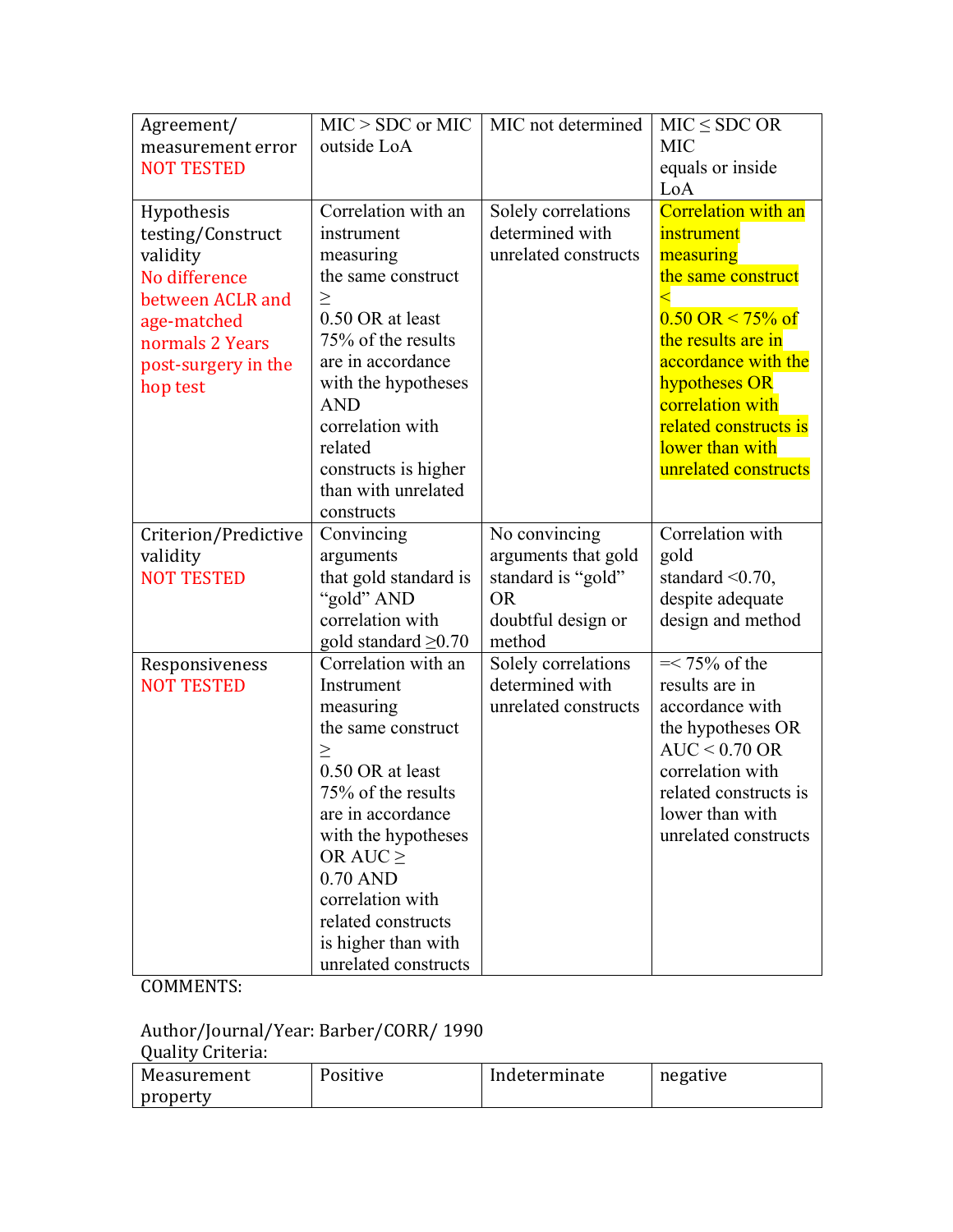| Agreement/ measurement error NOT TESTED | MIC > SDC or MIC outside LoA | MIC not determined | MIC ≤ SDC OR MIC equals or inside LoA |
|---|---|---|---|
| Hypothesis testing/Construct validity No difference between ACLR and age-matched normals 2 Years post-surgery in the hop test | Correlation with an instrument measuring the same construct ≥ 0.50 OR at least 75% of the results are in accordance with the hypotheses AND correlation with related constructs is higher than with unrelated constructs | Solely correlations determined with unrelated constructs | Correlation with an instrument measuring the same construct < 0.50 OR < 75% of the results are in accordance with the hypotheses OR correlation with related constructs is lower than with unrelated constructs |
| Criterion/Predictive validity NOT TESTED | Convincing arguments that gold standard is "gold" AND correlation with gold standard ≥0.70 | No convincing arguments that gold standard is "gold" OR doubtful design or method | Correlation with gold standard <0.70, despite adequate design and method |
| Responsiveness NOT TESTED | Correlation with an Instrument measuring the same construct ≥ 0.50 OR at least 75% of the results are in accordance with the hypotheses OR AUC ≥ 0.70 AND correlation with related constructs is higher than with unrelated constructs | Solely correlations determined with unrelated constructs | =< 75% of the results are in accordance with the hypotheses OR AUC < 0.70 OR correlation with related constructs is lower than with unrelated constructs |

COMMENTS:

Author/Journal/Year: Barber/CORR/ 1990

Quality Criteria:

| Measurement property | Positive | Indeterminate | negative |
|---|---|---|---|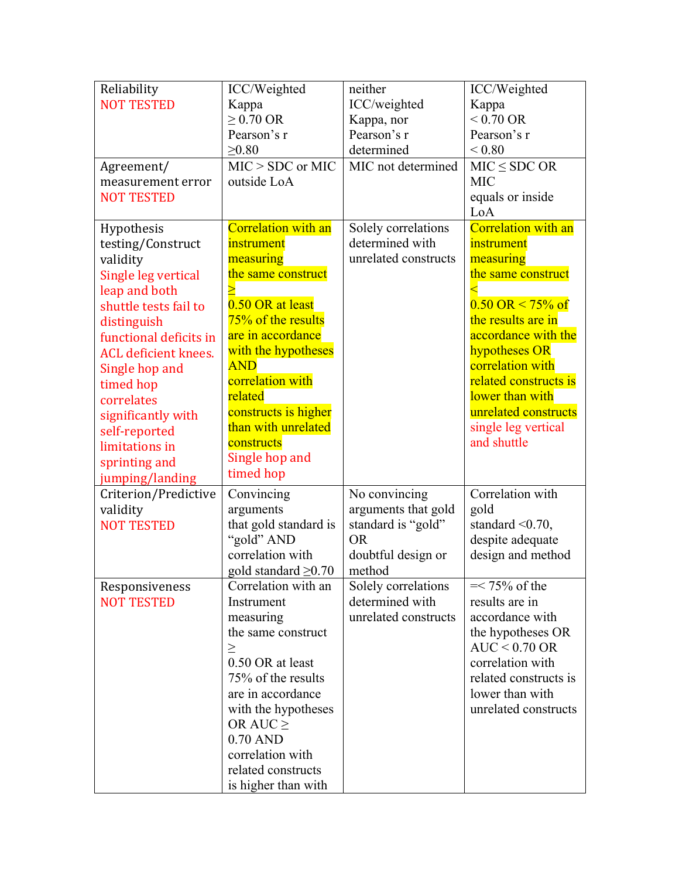| Reliability NOT TESTED | ICC/Weighted Kappa ≥ 0.70 OR Pearson's r ≥0.80 | neither ICC/weighted Kappa, nor Pearson's r determined | ICC/Weighted Kappa < 0.70 OR Pearson's r < 0.80 |
|---|---|---|---|
| Agreement/ measurement error NOT TESTED | MIC > SDC or MIC outside LoA | MIC not determined | MIC ≤ SDC OR MIC equals or inside LoA |
| Hypothesis testing/Construct validity Single leg vertical leap and both shuttle tests fail to distinguish functional deficits in ACL deficient knees. Single hop and timed hop correlates significantly with self-reported limitations in sprinting and jumping/landing | Correlation with an instrument measuring the same construct ≥ 0.50 OR at least 75% of the results are in accordance with the hypotheses AND correlation with related constructs is higher than with unrelated constructs Single hop and timed hop | Solely correlations determined with unrelated constructs | Correlation with an instrument measuring the same construct < 0.50 OR < 75% of the results are in accordance with the hypotheses OR correlation with related constructs is lower than with unrelated constructs single leg vertical and shuttle |
| Criterion/Predictive validity NOT TESTED | Convincing arguments that gold standard is "gold" AND correlation with gold standard ≥0.70 | No convincing arguments that gold standard is "gold" OR doubtful design or method | Correlation with gold standard <0.70, despite adequate design and method |
| Responsiveness NOT TESTED | Correlation with an Instrument measuring the same construct ≥ 0.50 OR at least 75% of the results are in accordance with the hypotheses OR AUC ≥ 0.70 AND correlation with related constructs is higher than with | Solely correlations determined with unrelated constructs | =< 75% of the results are in accordance with the hypotheses OR AUC < 0.70 OR correlation with related constructs is lower than with unrelated constructs |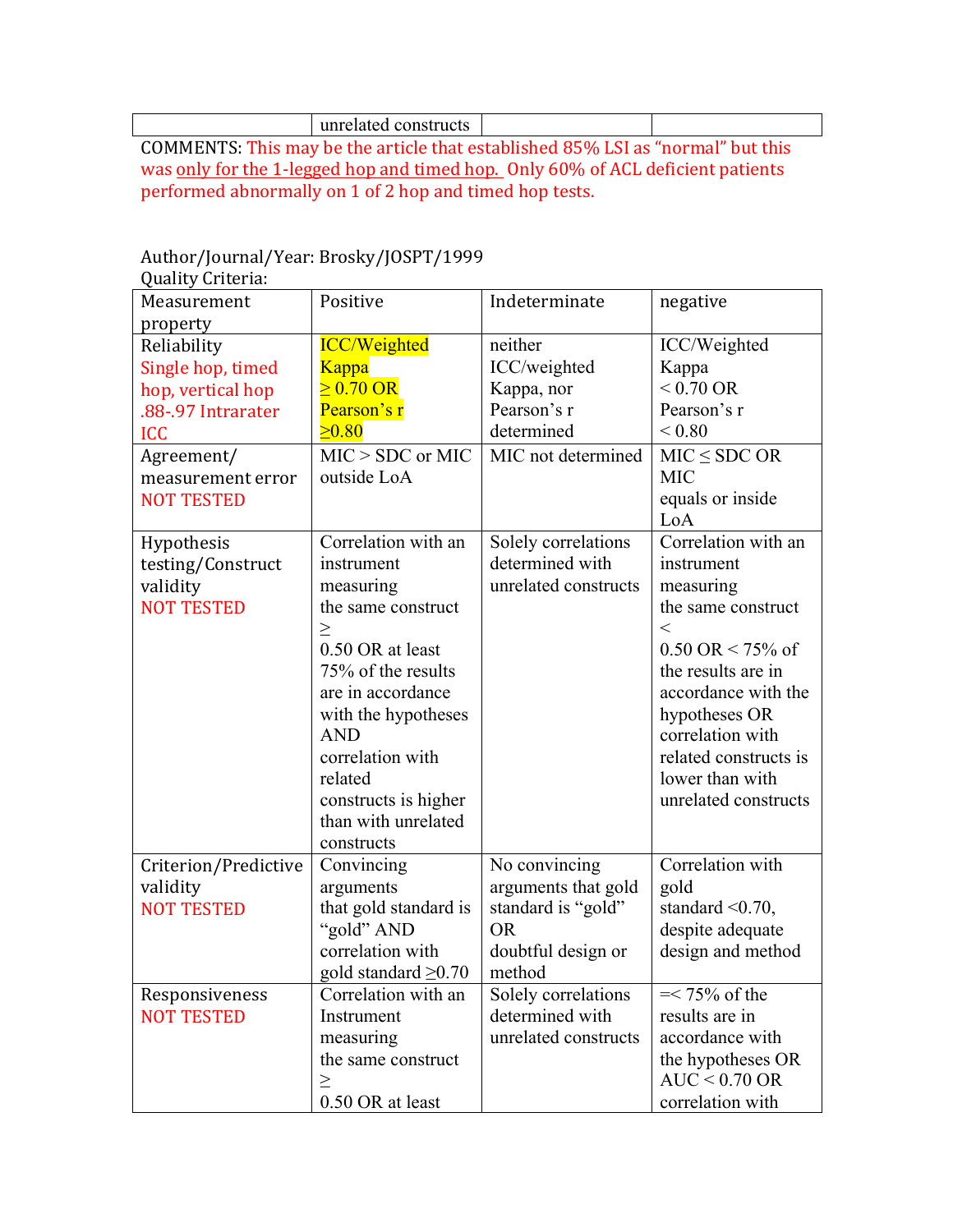| | unrelated constructs | | |
|---|---|---|---|

COMMENTS: This may be the article that established 85% LSI as "normal" but this was only for the 1-legged hop and timed hop. Only 60% of ACL deficient patients performed abnormally on 1 of 2 hop and timed hop tests.

Author/Journal/Year: Brosky/JOSPT/1999

Quality Criteria:

| Measurement property | Positive | Indeterminate | negative |
|---|---|---|---|
| Reliability<br>Single hop, timed hop, vertical hop .88-.97 Intrarater ICC | ICC/Weighted Kappa ≥ 0.70 OR Pearson's r ≥0.80 | neither ICC/weighted Kappa, nor Pearson's r determined | ICC/Weighted Kappa < 0.70 OR Pearson's r < 0.80 |
| Agreement/ measurement error<br>NOT TESTED | MIC > SDC or MIC outside LoA | MIC not determined | MIC ≤ SDC OR MIC equals or inside LoA |
| Hypothesis testing/Construct validity<br>NOT TESTED | Correlation with an instrument measuring the same construct ≥ 0.50 OR at least 75% of the results are in accordance with the hypotheses AND correlation with related constructs is higher than with unrelated constructs | Solely correlations determined with unrelated constructs | Correlation with an instrument measuring the same construct < 0.50 OR < 75% of the results are in accordance with the hypotheses OR correlation with related constructs is lower than with unrelated constructs |
| Criterion/Predictive validity<br>NOT TESTED | Convincing arguments that gold standard is "gold" AND correlation with gold standard ≥0.70 | No convincing arguments that gold standard is "gold" OR doubtful design or method | Correlation with gold standard <0.70, despite adequate design and method |
| Responsiveness<br>NOT TESTED | Correlation with an Instrument measuring the same construct ≥ 0.50 OR at least | Solely correlations determined with unrelated constructs | =< 75% of the results are in accordance with the hypotheses OR AUC < 0.70 OR correlation with |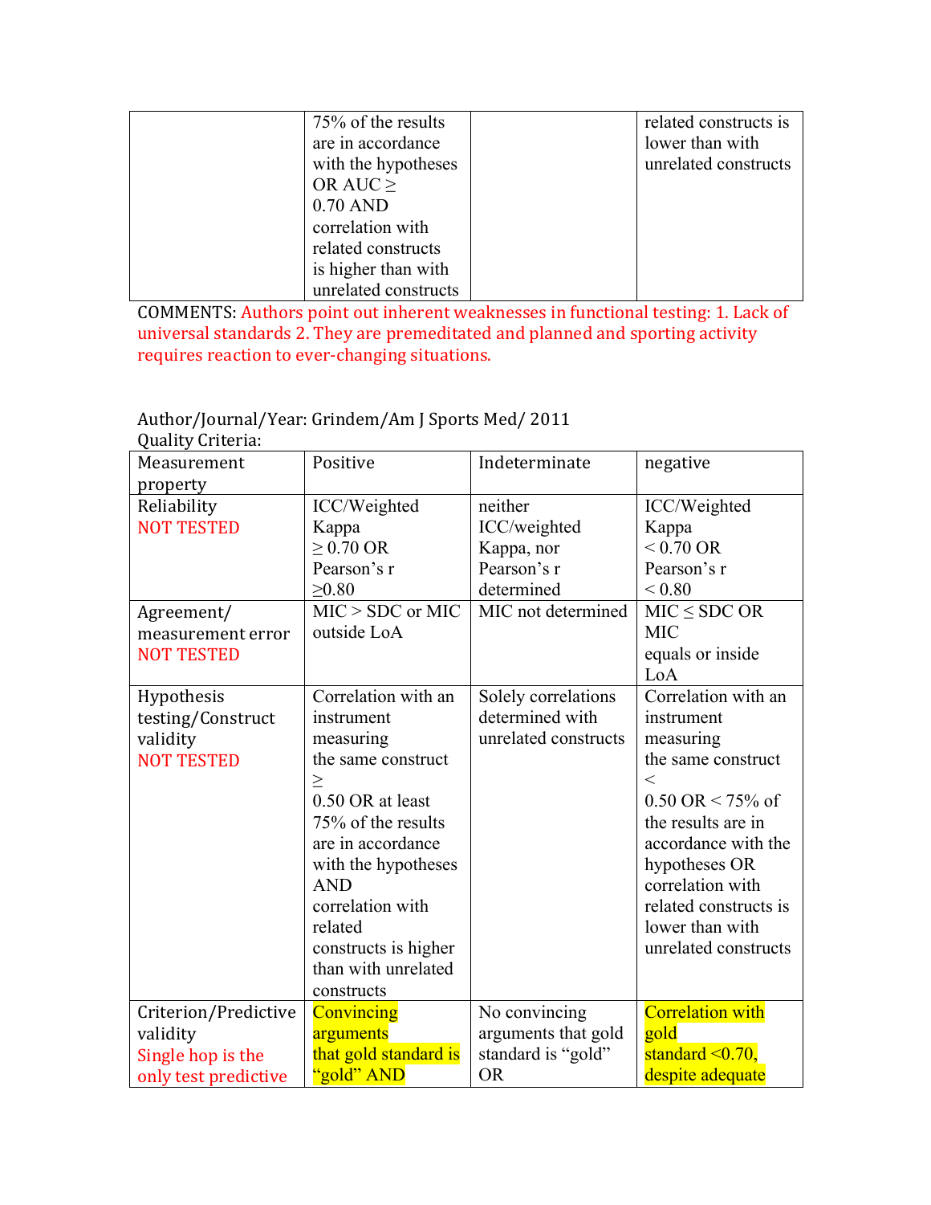| | | | |
|---|---|---|---|
| | 75% of the results are in accordance with the hypotheses OR AUC ≥ 0.70 AND correlation with related constructs is higher than with unrelated constructs | | related constructs is lower than with unrelated constructs |

COMMENTS: Authors point out inherent weaknesses in functional testing: 1. Lack of universal standards 2. They are premeditated and planned and sporting activity requires reaction to ever-changing situations.

Author/Journal/Year: Grindem/Am J Sports Med/ 2011
Quality Criteria:

| Measurement property | Positive | Indeterminate | negative |
|---|---|---|---|
| Reliability NOT TESTED | ICC/Weighted Kappa ≥ 0.70 OR Pearson's r ≥0.80 | neither ICC/weighted Kappa, nor Pearson's r determined | ICC/Weighted Kappa < 0.70 OR Pearson's r < 0.80 |
| Agreement/ measurement error NOT TESTED | MIC > SDC or MIC outside LoA | MIC not determined | MIC ≤ SDC OR MIC equals or inside LoA |
| Hypothesis testing/Construct validity NOT TESTED | Correlation with an instrument measuring the same construct ≥ 0.50 OR at least 75% of the results are in accordance with the hypotheses AND correlation with related constructs is higher than with unrelated constructs | Solely correlations determined with unrelated constructs | Correlation with an instrument measuring the same construct < 0.50 OR < 75% of the results are in accordance with the hypotheses OR correlation with related constructs is lower than with unrelated constructs |
| Criterion/Predictive validity Single hop is the only test predictive | Convincing arguments that gold standard is "gold" AND | No convincing arguments that gold standard is "gold" OR | Correlation with gold standard <0.70, despite adequate |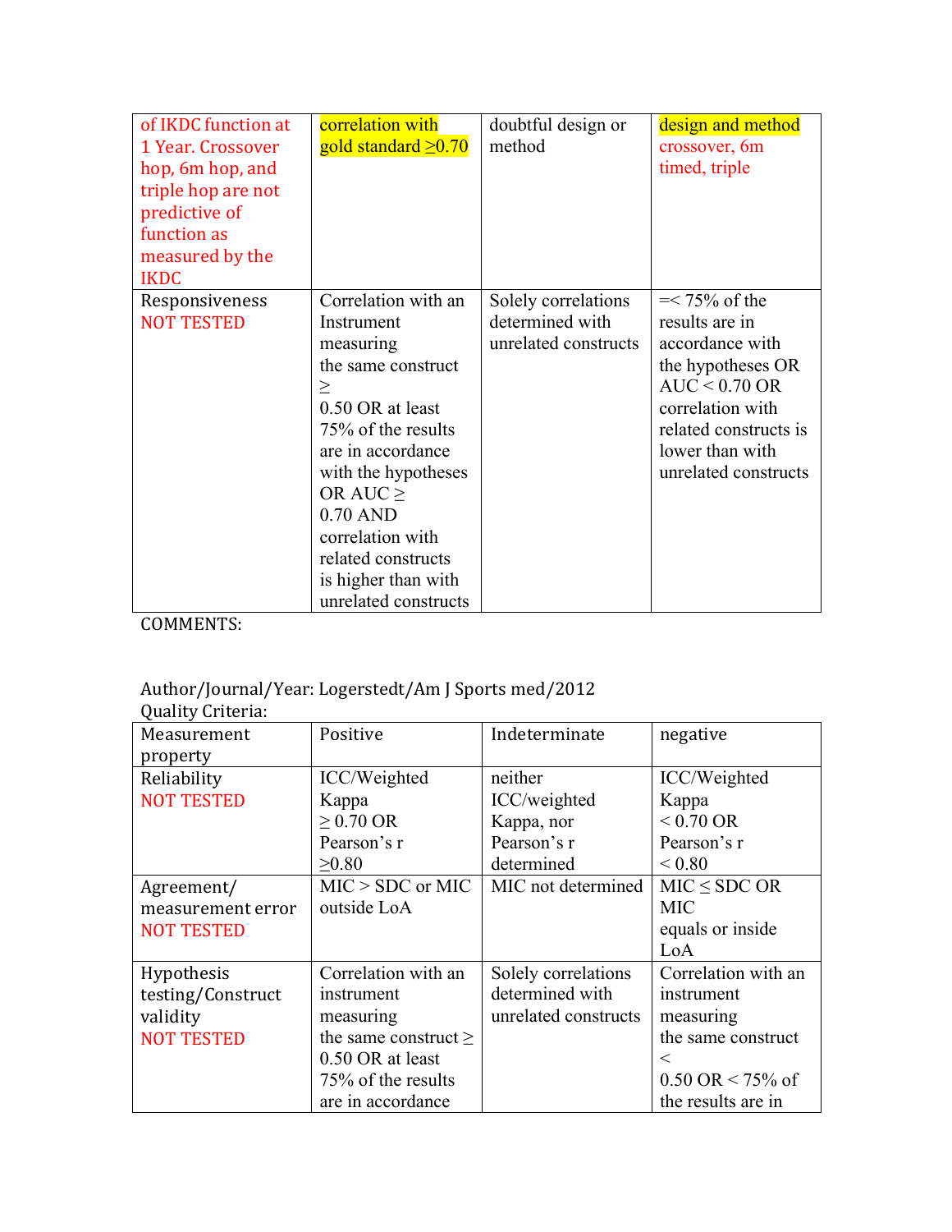| | | | |
|---|---|---|---|
| of IKDC function at 1 Year. Crossover hop, 6m hop, and triple hop are not predictive of function as measured by the IKDC | correlation with gold standard ≥0.70 | doubtful design or method | design and method crossover, 6m timed, triple |
| Responsiveness NOT TESTED | Correlation with an Instrument measuring the same construct ≥ 0.50 OR at least 75% of the results are in accordance with the hypotheses OR AUC ≥ 0.70 AND correlation with related constructs is higher than with unrelated constructs | Solely correlations determined with unrelated constructs | =< 75% of the results are in accordance with the hypotheses OR AUC < 0.70 OR correlation with related constructs is lower than with unrelated constructs |

COMMENTS:

Author/Journal/Year: Logerstedt/Am J Sports med/2012

Quality Criteria:

| Measurement property | Positive | Indeterminate | negative |
|---|---|---|---|
| Reliability NOT TESTED | ICC/Weighted Kappa ≥ 0.70 OR Pearson's r ≥0.80 | neither ICC/weighted Kappa, nor Pearson's r determined | ICC/Weighted Kappa < 0.70 OR Pearson's r < 0.80 |
| Agreement/ measurement error NOT TESTED | MIC > SDC or MIC outside LoA | MIC not determined | MIC ≤ SDC OR MIC equals or inside LoA |
| Hypothesis testing/Construct validity NOT TESTED | Correlation with an instrument measuring the same construct ≥ 0.50 OR at least 75% of the results are in accordance | Solely correlations determined with unrelated constructs | Correlation with an instrument measuring the same construct < 0.50 OR < 75% of the results are in |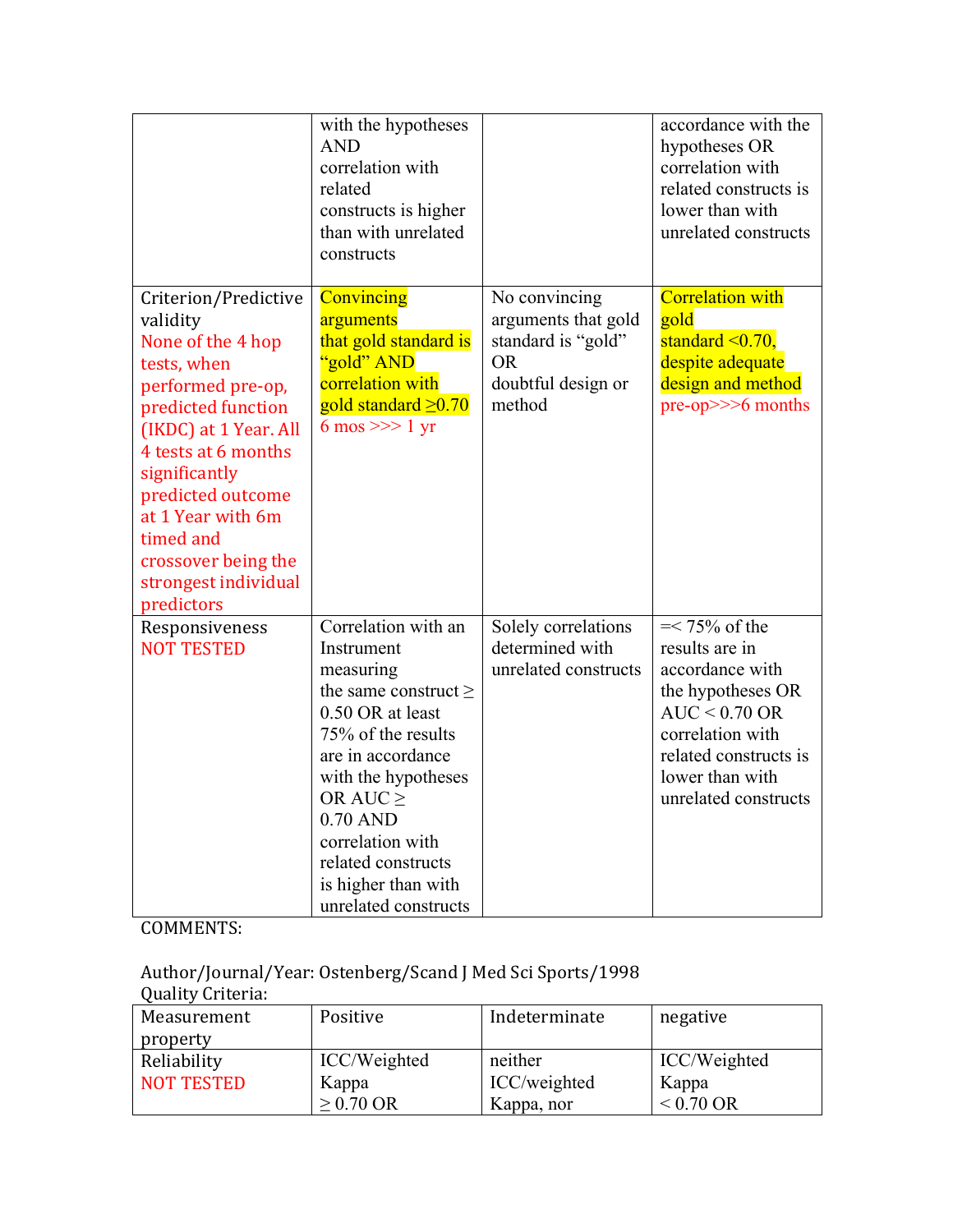| | | | |
|---|---|---|---|
| | with the hypotheses AND correlation with related constructs is higher than with unrelated constructs | | accordance with the hypotheses OR correlation with related constructs is lower than with unrelated constructs |
| Criterion/Predictive validity None of the 4 hop tests, when performed pre-op, predicted function (IKDC) at 1 Year. All 4 tests at 6 months significantly predicted outcome at 1 Year with 6m timed and crossover being the strongest individual predictors | Convincing arguments that gold standard is "gold" AND correlation with gold standard ≥0.70 6 mos >>> 1 yr | No convincing arguments that gold standard is "gold" OR doubtful design or method | Correlation with gold standard <0.70, despite adequate design and method pre-op>>>6 months |
| Responsiveness NOT TESTED | Correlation with an Instrument measuring the same construct ≥ 0.50 OR at least 75% of the results are in accordance with the hypotheses OR AUC ≥ 0.70 AND correlation with related constructs is higher than with unrelated constructs | Solely correlations determined with unrelated constructs | =< 75% of the results are in accordance with the hypotheses OR AUC < 0.70 OR correlation with related constructs is lower than with unrelated constructs |

COMMENTS:

Author/Journal/Year: Ostenberg/Scand J Med Sci Sports/1998
Quality Criteria:

| Measurement property | Positive | Indeterminate | negative |
|---|---|---|---|
| Reliability NOT TESTED | ICC/Weighted Kappa ≥ 0.70 OR | neither ICC/weighted Kappa, nor | ICC/Weighted Kappa < 0.70 OR |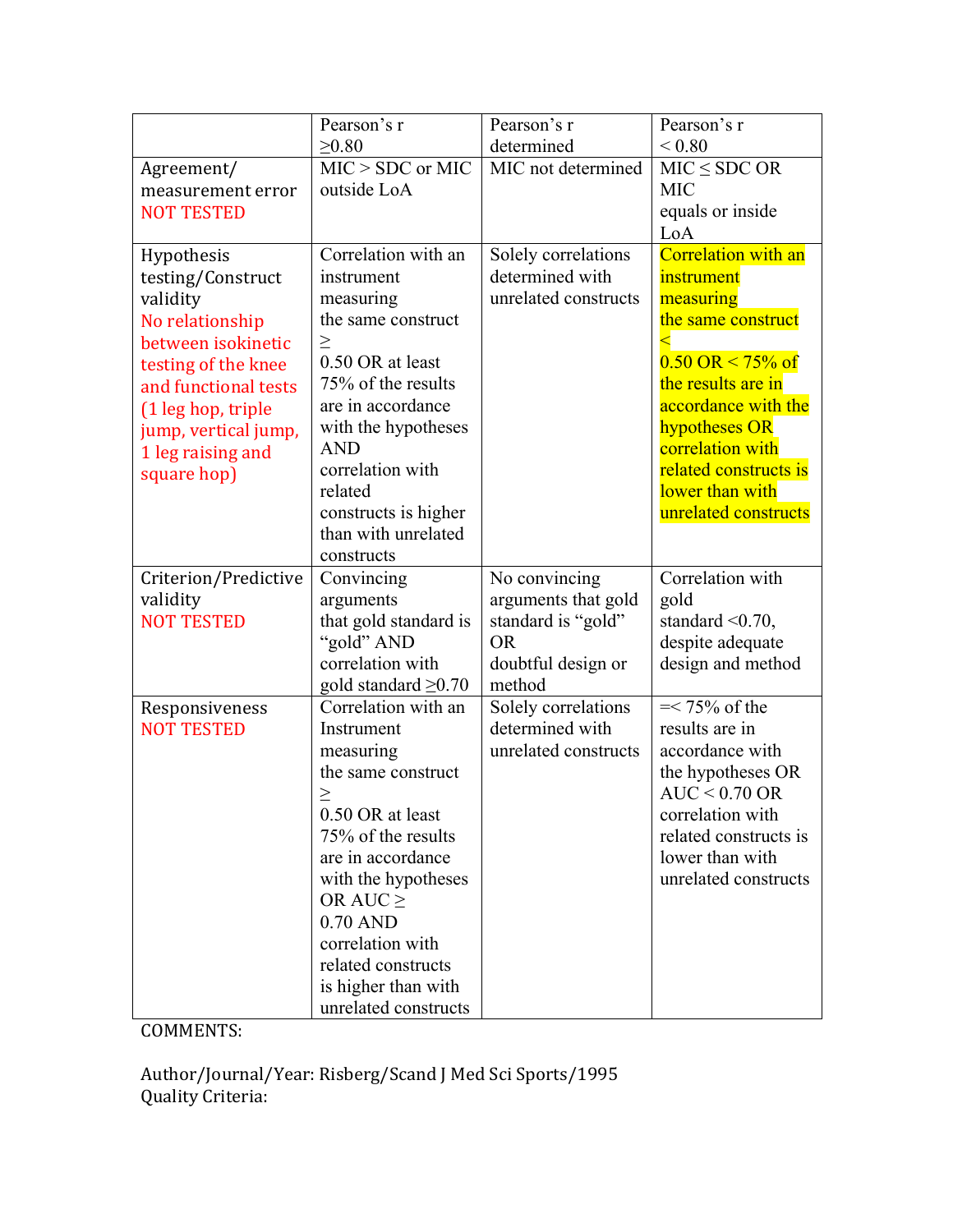| | Pearson's r ≥0.80 | Pearson's r determined | Pearson's r < 0.80 |
|---|---|---|---|
| Agreement/ measurement error NOT TESTED | MIC > SDC or MIC outside LoA | MIC not determined | MIC ≤ SDC OR MIC equals or inside LoA |
| Hypothesis testing/Construct validity No relationship between isokinetic testing of the knee and functional tests (1 leg hop, triple jump, vertical jump, 1 leg raising and square hop) | Correlation with an instrument measuring the same construct ≥ 0.50 OR at least 75% of the results are in accordance with the hypotheses AND correlation with related constructs is higher than with unrelated constructs | Solely correlations determined with unrelated constructs | Correlation with an instrument measuring the same construct < 0.50 OR < 75% of the results are in accordance with the hypotheses OR correlation with related constructs is lower than with unrelated constructs |
| Criterion/Predictive validity NOT TESTED | Convincing arguments that gold standard is "gold" AND correlation with gold standard ≥0.70 | No convincing arguments that gold standard is "gold" OR doubtful design or method | Correlation with gold standard <0.70, despite adequate design and method |
| Responsiveness NOT TESTED | Correlation with an Instrument measuring the same construct ≥ 0.50 OR at least 75% of the results are in accordance with the hypotheses OR AUC ≥ 0.70 AND correlation with related constructs is higher than with unrelated constructs | Solely correlations determined with unrelated constructs | =< 75% of the results are in accordance with the hypotheses OR AUC < 0.70 OR correlation with related constructs is lower than with unrelated constructs |

COMMENTS:

Author/Journal/Year: Risberg/Scand J Med Sci Sports/1995
Quality Criteria: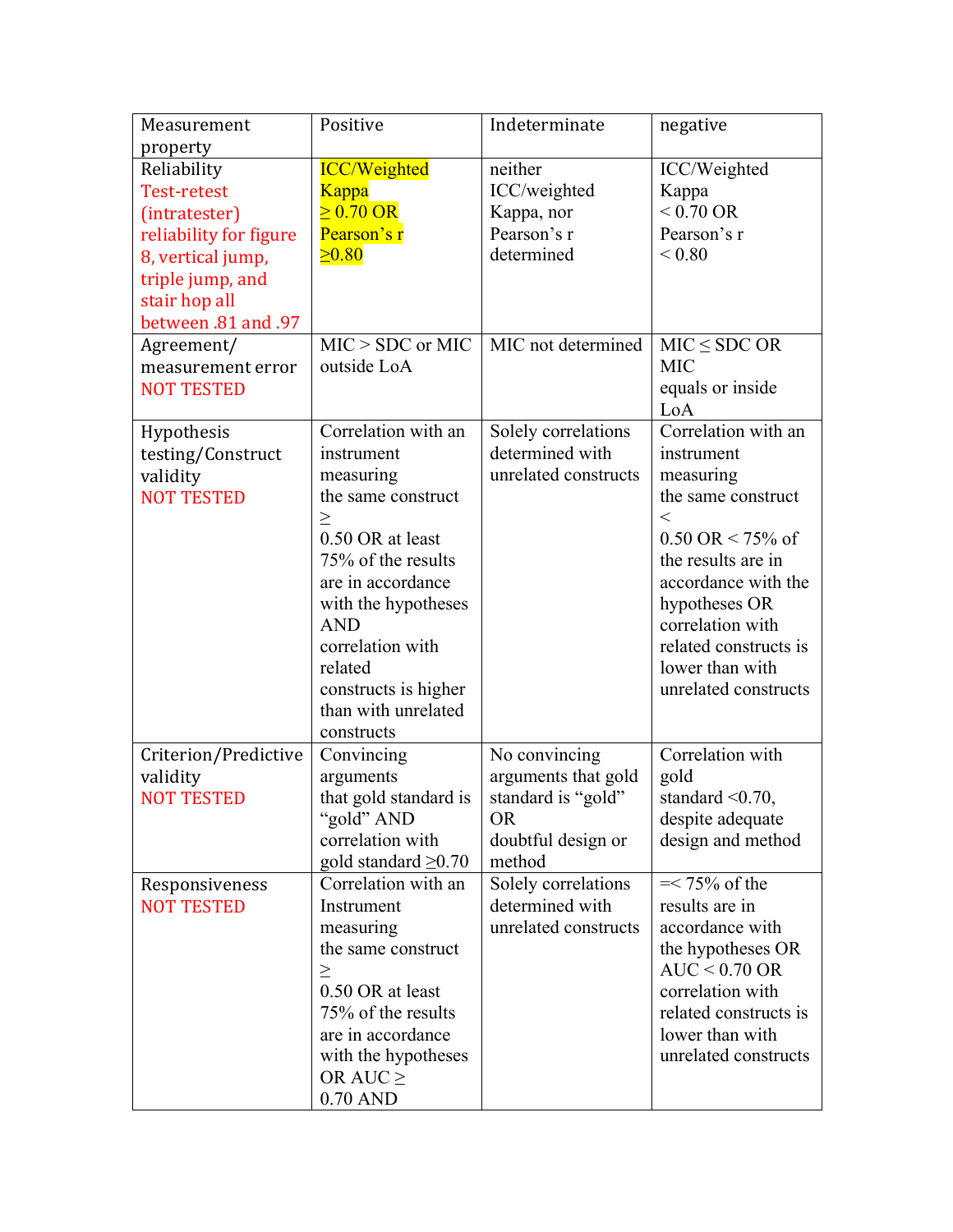| Measurement property | Positive | Indeterminate | negative |
|---|---|---|---|
| Reliability Test-retest (intratester) reliability for figure 8, vertical jump, triple jump, and stair hop all between .81 and .97 | ICC/Weighted Kappa ≥ 0.70 OR Pearson's r ≥0.80 | neither ICC/weighted Kappa, nor Pearson's r determined | ICC/Weighted Kappa < 0.70 OR Pearson's r < 0.80 |
| Agreement/ measurement error NOT TESTED | MIC > SDC or MIC outside LoA | MIC not determined | MIC ≤ SDC OR MIC equals or inside LoA |
| Hypothesis testing/Construct validity NOT TESTED | Correlation with an instrument measuring the same construct ≥ 0.50 OR at least 75% of the results are in accordance with the hypotheses AND correlation with related constructs is higher than with unrelated constructs | Solely correlations determined with unrelated constructs | Correlation with an instrument measuring the same construct < 0.50 OR < 75% of the results are in accordance with the hypotheses OR correlation with related constructs is lower than with unrelated constructs |
| Criterion/Predictive validity NOT TESTED | Convincing arguments that gold standard is "gold" AND correlation with gold standard ≥0.70 | No convincing arguments that gold standard is "gold" OR doubtful design or method | Correlation with gold standard <0.70, despite adequate design and method |
| Responsiveness NOT TESTED | Correlation with an Instrument measuring the same construct ≥ 0.50 OR at least 75% of the results are in accordance with the hypotheses OR AUC ≥ 0.70 AND | Solely correlations determined with unrelated constructs | =< 75% of the results are in accordance with the hypotheses OR AUC < 0.70 OR correlation with related constructs is lower than with unrelated constructs |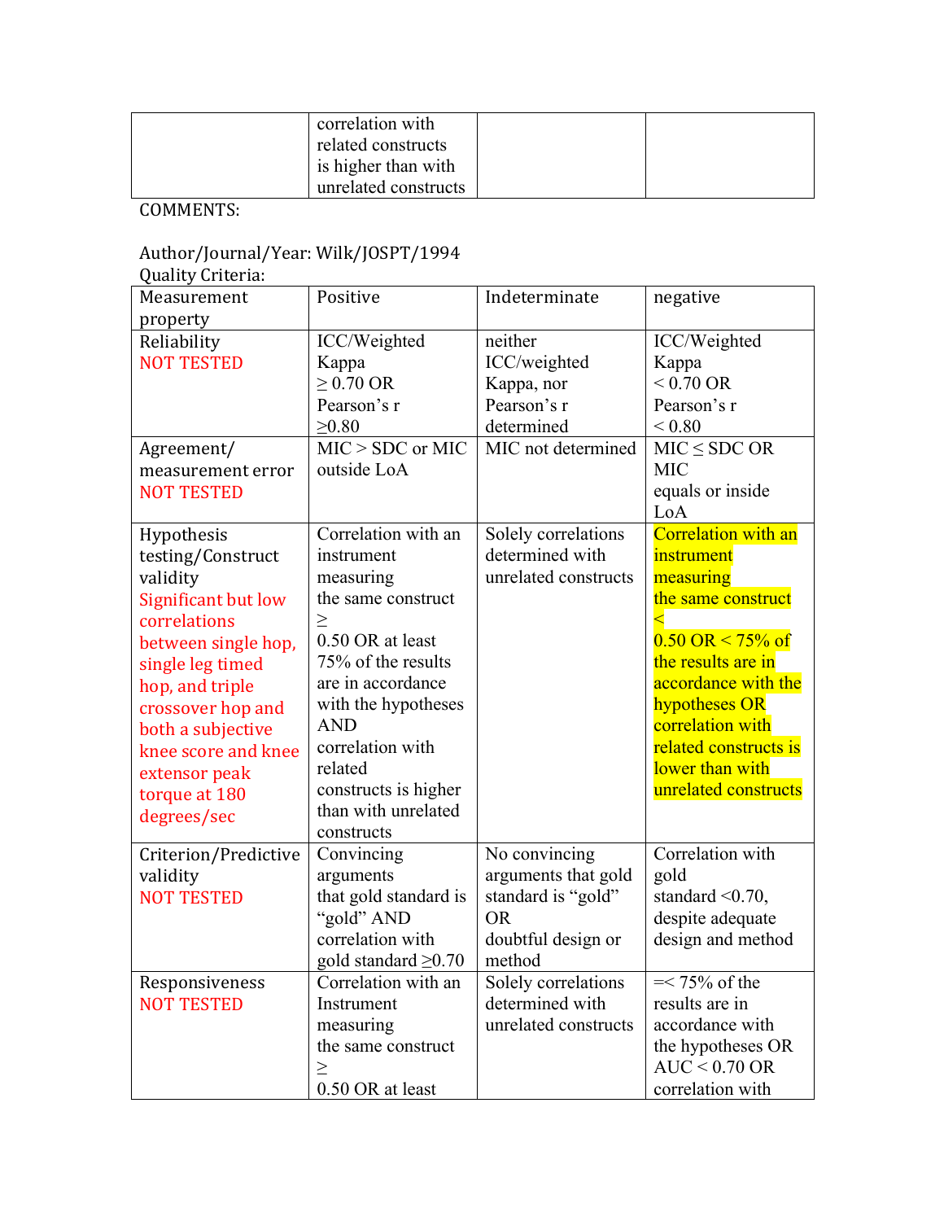| | correlation with related constructs is higher than with unrelated constructs | | |
|---|---|---|---|

COMMENTS:

Author/Journal/Year: Wilk/JOSPT/1994
Quality Criteria:

| Measurement property | Positive | Indeterminate | negative |
|---|---|---|---|
| Reliability NOT TESTED | ICC/Weighted Kappa ≥ 0.70 OR Pearson's r ≥0.80 | neither ICC/weighted Kappa, nor Pearson's r determined | ICC/Weighted Kappa < 0.70 OR Pearson's r < 0.80 |
| Agreement/ measurement error NOT TESTED | MIC > SDC or MIC outside LoA | MIC not determined | MIC ≤ SDC OR MIC equals or inside LoA |
| Hypothesis testing/Construct validity Significant but low correlations between single hop, single leg timed hop, and triple crossover hop and both a subjective knee score and knee extensor peak torque at 180 degrees/sec | Correlation with an instrument measuring the same construct ≥ 0.50 OR at least 75% of the results are in accordance with the hypotheses AND correlation with related constructs is higher than with unrelated constructs | Solely correlations determined with unrelated constructs | Correlation with an instrument measuring the same construct < 0.50 OR < 75% of the results are in accordance with the hypotheses OR correlation with related constructs is lower than with unrelated constructs |
| Criterion/Predictive validity NOT TESTED | Convincing arguments that gold standard is "gold" AND correlation with gold standard ≥0.70 | No convincing arguments that gold standard is "gold" OR doubtful design or method | Correlation with gold standard <0.70, despite adequate design and method |
| Responsiveness NOT TESTED | Correlation with an Instrument measuring the same construct ≥ 0.50 OR at least | Solely correlations determined with unrelated constructs | =< 75% of the results are in accordance with the hypotheses OR AUC < 0.70 OR correlation with |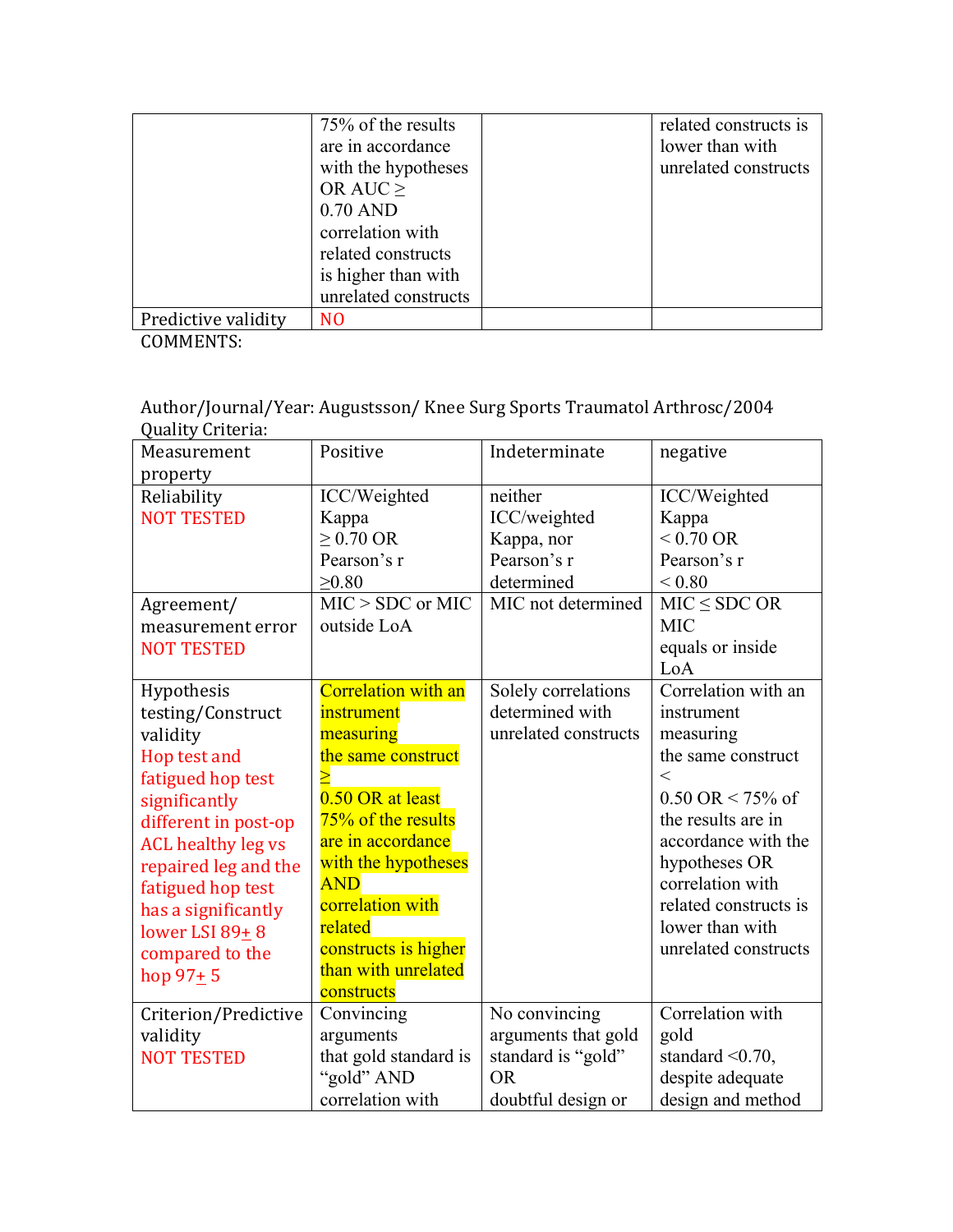| | | | |
|---|---|---|---|
| | 75% of the results are in accordance with the hypotheses OR AUC ≥ 0.70 AND correlation with related constructs is higher than with unrelated constructs | | related constructs is lower than with unrelated constructs |
| Predictive validity | NO | | |

COMMENTS:

Author/Journal/Year: Augustsson/ Knee Surg Sports Traumatol Arthrosc/2004

Quality Criteria:

| Measurement property | Positive | Indeterminate | negative |
|---|---|---|---|
| Reliability NOT TESTED | ICC/Weighted Kappa ≥ 0.70 OR Pearson's r ≥0.80 | neither ICC/weighted Kappa, nor Pearson's r determined | ICC/Weighted Kappa < 0.70 OR Pearson's r < 0.80 |
| Agreement/ measurement error NOT TESTED | MIC > SDC or MIC outside LoA | MIC not determined | MIC ≤ SDC OR MIC equals or inside LoA |
| Hypothesis testing/Construct validity Hop test and fatigued hop test significantly different in post-op ACL healthy leg vs repaired leg and the fatigued hop test has a significantly lower LSI 89± 8 compared to the hop 97± 5 | Correlation with an instrument measuring the same construct ≥ 0.50 OR at least 75% of the results are in accordance with the hypotheses AND correlation with related constructs is higher than with unrelated constructs | Solely correlations determined with unrelated constructs | Correlation with an instrument measuring the same construct < 0.50 OR < 75% of the results are in accordance with the hypotheses OR correlation with related constructs is lower than with unrelated constructs |
| Criterion/Predictive validity NOT TESTED | Convincing arguments that gold standard is "gold" AND correlation with | No convincing arguments that gold standard is "gold" OR doubtful design or | Correlation with gold standard <0.70, despite adequate design and method |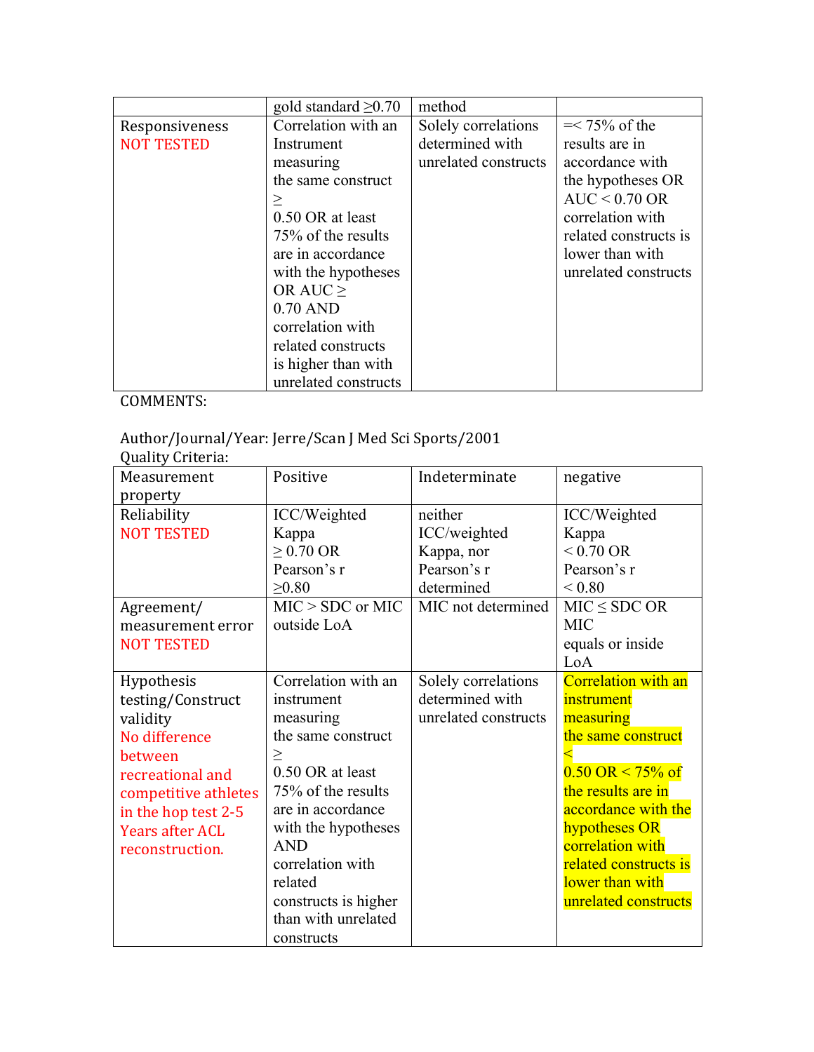| | gold standard ≥0.70 | method | |
|---|---|---|---|
| Responsiveness NOT TESTED | Correlation with an Instrument measuring the same construct ≥ 0.50 OR at least 75% of the results are in accordance with the hypotheses OR AUC ≥ 0.70 AND correlation with related constructs is higher than with unrelated constructs | Solely correlations determined with unrelated constructs | =< 75% of the results are in accordance with the hypotheses OR AUC < 0.70 OR correlation with related constructs is lower than with unrelated constructs |

COMMENTS:

Author/Journal/Year: Jerre/Scan J Med Sci Sports/2001

Quality Criteria:

| Measurement property | Positive | Indeterminate | negative |
|---|---|---|---|
| Reliability NOT TESTED | ICC/Weighted Kappa ≥ 0.70 OR Pearson's r ≥0.80 | neither ICC/weighted Kappa, nor Pearson's r determined | ICC/Weighted Kappa < 0.70 OR Pearson's r < 0.80 |
| Agreement/ measurement error NOT TESTED | MIC > SDC or MIC outside LoA | MIC not determined | MIC ≤ SDC OR MIC equals or inside LoA |
| Hypothesis testing/Construct validity No difference between recreational and competitive athletes in the hop test 2-5 Years after ACL reconstruction. | Correlation with an instrument measuring the same construct ≥ 0.50 OR at least 75% of the results are in accordance with the hypotheses AND correlation with related constructs is higher than with unrelated constructs | Solely correlations determined with unrelated constructs | Correlation with an instrument measuring the same construct < 0.50 OR < 75% of the results are in accordance with the hypotheses OR correlation with related constructs is lower than with unrelated constructs |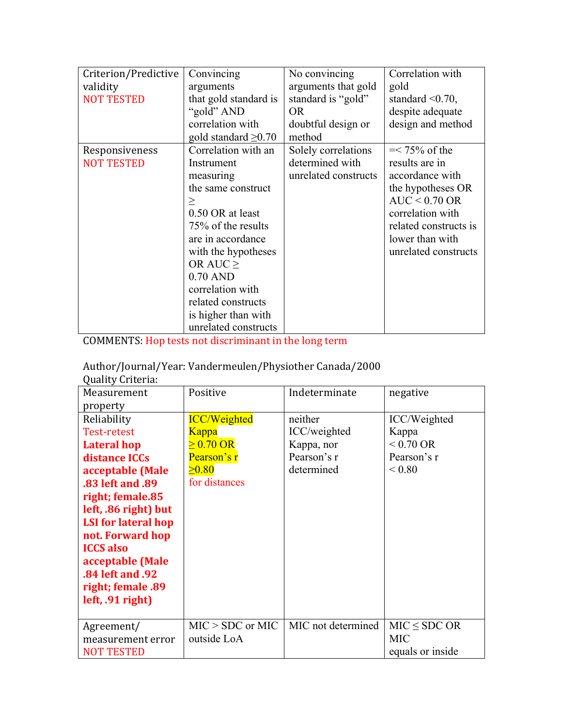| | | | |
|---|---|---|---|
| Criterion/Predictive validity NOT TESTED | Convincing arguments that gold standard is "gold" AND correlation with gold standard ≥0.70 | No convincing arguments that gold standard is "gold" OR doubtful design or method | Correlation with gold standard <0.70, despite adequate design and method |
| Responsiveness NOT TESTED | Correlation with an Instrument measuring the same construct ≥ 0.50 OR at least 75% of the results are in accordance with the hypotheses OR AUC ≥ 0.70 AND correlation with related constructs is higher than with unrelated constructs | Solely correlations determined with unrelated constructs | =< 75% of the results are in accordance with the hypotheses OR AUC < 0.70 OR correlation with related constructs is lower than with unrelated constructs |

COMMENTS: Hop tests not discriminant in the long term

Author/Journal/Year: Vandermeulen/Physiother Canada/2000

Quality Criteria:

| Measurement property | Positive | Indeterminate | negative |
|---|---|---|---|
| Reliability Test-retest **Lateral hop distance ICCs acceptable (Male .83 left and .89 right; female.85 left, .86 right) but LSI for lateral hop not. Forward hop ICCS also acceptable (Male .84 left and .92 right; female .89 left, .91 right)** | ICC/Weighted Kappa ≥ 0.70 OR Pearson's r ≥0.80 for distances | neither ICC/weighted Kappa, nor Pearson's r determined | ICC/Weighted Kappa < 0.70 OR Pearson's r < 0.80 |
| Agreement/ measurement error NOT TESTED | MIC > SDC or MIC outside LoA | MIC not determined | MIC ≤ SDC OR MIC equals or inside |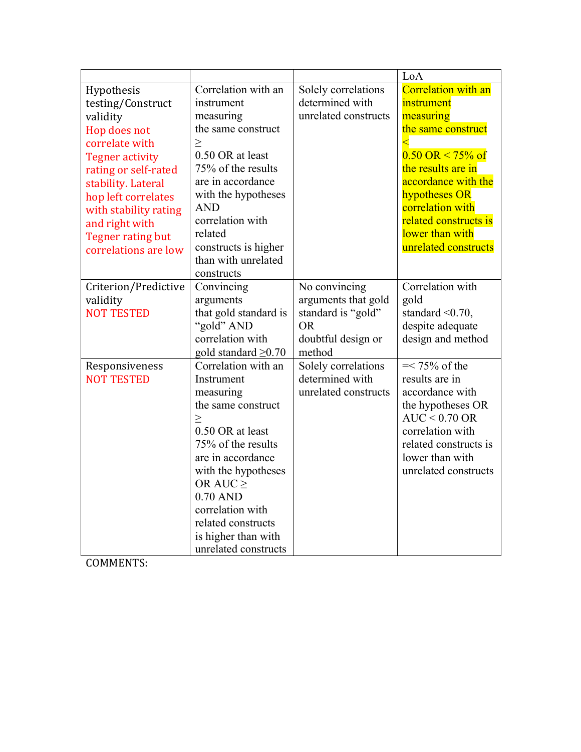| | | | LoA |
|---|---|---|---|
| Hypothesis testing/Construct validity Hop does not correlate with Tegner activity rating or self-rated stability. Lateral hop left correlates with stability rating and right with Tegner rating but correlations are low | Correlation with an instrument measuring the same construct ≥ 0.50 OR at least 75% of the results are in accordance with the hypotheses AND correlation with related constructs is higher than with unrelated constructs | Solely correlations determined with unrelated constructs | Correlation with an instrument measuring the same construct < 0.50 OR < 75% of the results are in accordance with the hypotheses OR correlation with related constructs is lower than with unrelated constructs |
| Criterion/Predictive validity NOT TESTED | Convincing arguments that gold standard is "gold" AND correlation with gold standard ≥0.70 | No convincing arguments that gold standard is "gold" OR doubtful design or method | Correlation with gold standard <0.70, despite adequate design and method |
| Responsiveness NOT TESTED | Correlation with an Instrument measuring the same construct ≥ 0.50 OR at least 75% of the results are in accordance with the hypotheses OR AUC ≥ 0.70 AND correlation with related constructs is higher than with unrelated constructs | Solely correlations determined with unrelated constructs | =< 75% of the results are in accordance with the hypotheses OR AUC < 0.70 OR correlation with related constructs is lower than with unrelated constructs |

COMMENTS: